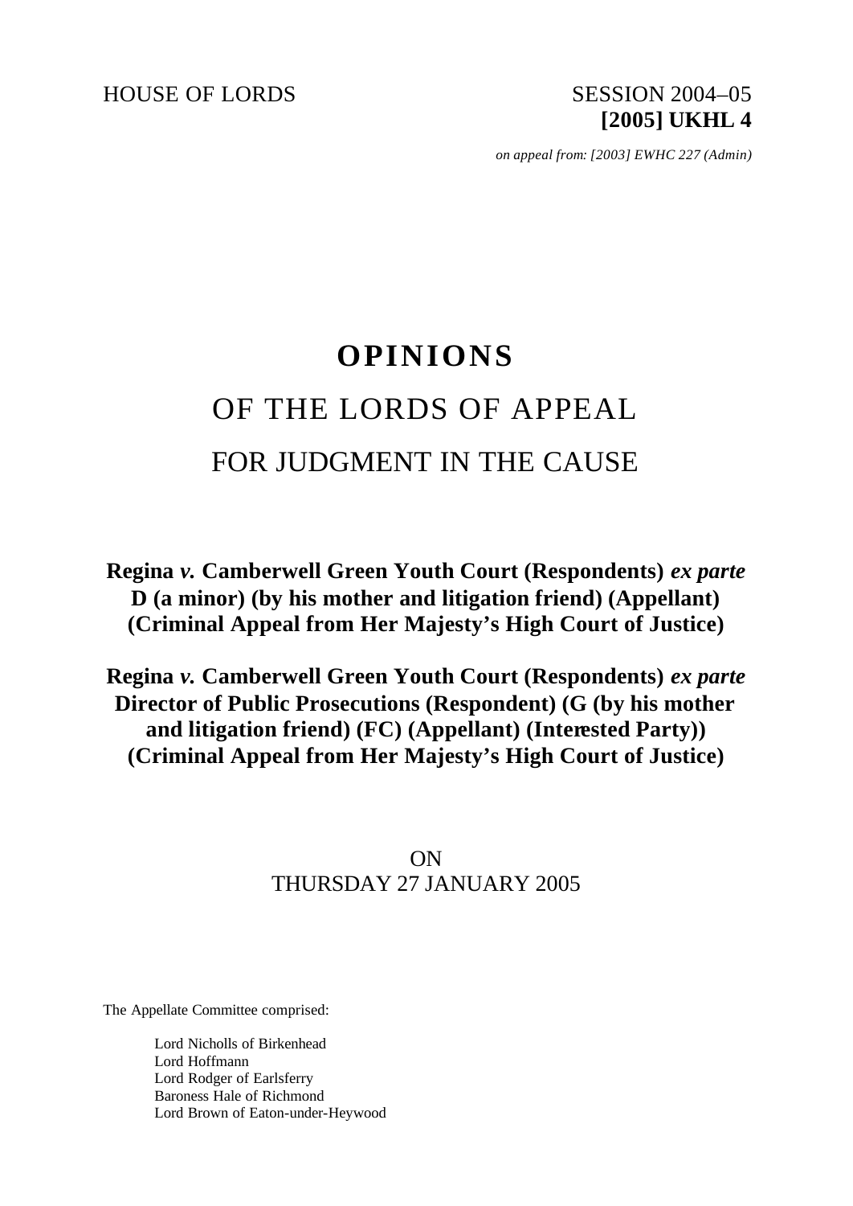HOUSE OF LORDS

SESSION 2004–05
**[2005] UKHL 4**

*on appeal from: [2003] EWHC 227 (Admin)*

# OPINIONS

## OF THE LORDS OF APPEAL

## FOR JUDGMENT IN THE CAUSE

**Regina *v.* Camberwell Green Youth Court (Respondents) *ex parte* D (a minor) (by his mother and litigation friend) (Appellant) (Criminal Appeal from Her Majesty's High Court of Justice)**

**Regina *v.* Camberwell Green Youth Court (Respondents) *ex parte* Director of Public Prosecutions (Respondent) (G (by his mother and litigation friend) (FC) (Appellant) (Interested Party)) (Criminal Appeal from Her Majesty's High Court of Justice)**

ON
THURSDAY 27 JANUARY 2005

The Appellate Committee comprised:

Lord Nicholls of Birkenhead
Lord Hoffmann
Lord Rodger of Earlsferry
Baroness Hale of Richmond
Lord Brown of Eaton-under-Heywood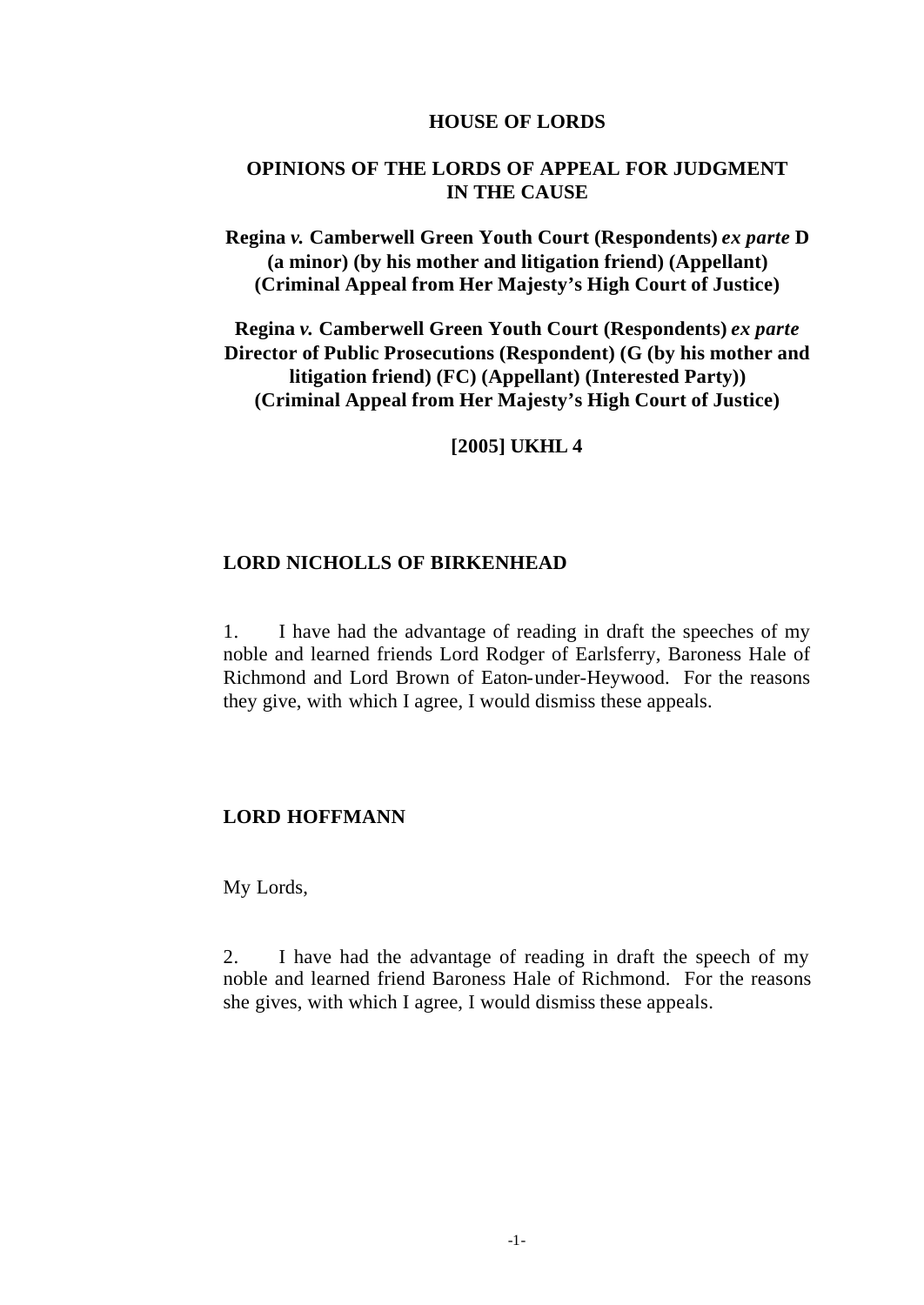**HOUSE OF LORDS**

**OPINIONS OF THE LORDS OF APPEAL FOR JUDGMENT IN THE CAUSE**

**Regina *v.* Camberwell Green Youth Court (Respondents) *ex parte* D (a minor) (by his mother and litigation friend) (Appellant) (Criminal Appeal from Her Majesty's High Court of Justice)**

**Regina *v.* Camberwell Green Youth Court (Respondents) *ex parte* Director of Public Prosecutions (Respondent) (G (by his mother and litigation friend) (FC) (Appellant) (Interested Party)) (Criminal Appeal from Her Majesty's High Court of Justice)**

**[2005] UKHL 4**

**LORD NICHOLLS OF BIRKENHEAD**

1. I have had the advantage of reading in draft the speeches of my noble and learned friends Lord Rodger of Earlsferry, Baroness Hale of Richmond and Lord Brown of Eaton-under-Heywood. For the reasons they give, with which I agree, I would dismiss these appeals.

**LORD HOFFMANN**

My Lords,

2. I have had the advantage of reading in draft the speech of my noble and learned friend Baroness Hale of Richmond. For the reasons she gives, with which I agree, I would dismiss these appeals.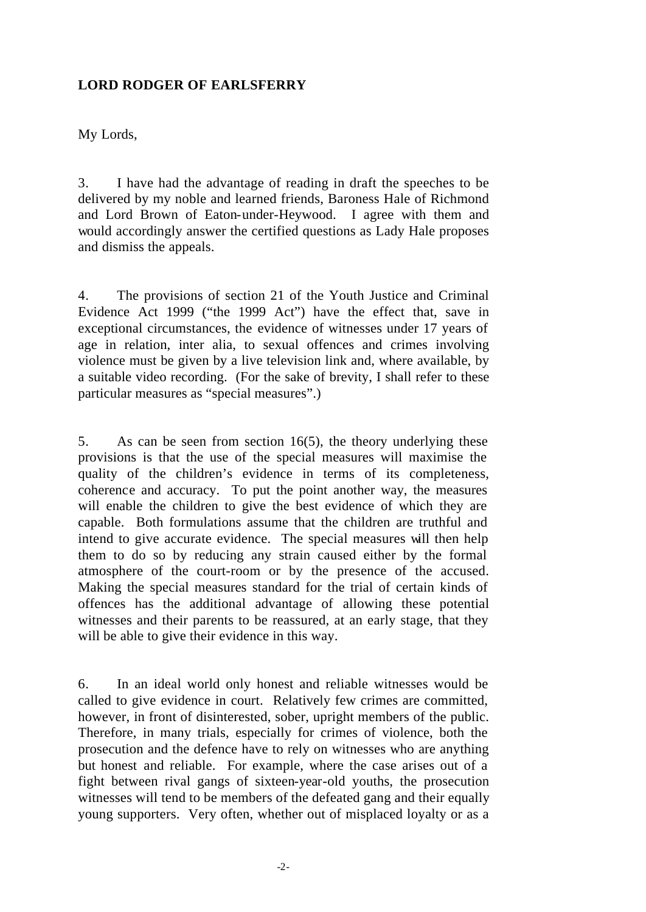**LORD RODGER OF EARLSFERRY**

My Lords,

3. I have had the advantage of reading in draft the speeches to be delivered by my noble and learned friends, Baroness Hale of Richmond and Lord Brown of Eaton-under-Heywood. I agree with them and would accordingly answer the certified questions as Lady Hale proposes and dismiss the appeals.

4. The provisions of section 21 of the Youth Justice and Criminal Evidence Act 1999 ("the 1999 Act") have the effect that, save in exceptional circumstances, the evidence of witnesses under 17 years of age in relation, inter alia, to sexual offences and crimes involving violence must be given by a live television link and, where available, by a suitable video recording. (For the sake of brevity, I shall refer to these particular measures as "special measures".)

5. As can be seen from section 16(5), the theory underlying these provisions is that the use of the special measures will maximise the quality of the children's evidence in terms of its completeness, coherence and accuracy. To put the point another way, the measures will enable the children to give the best evidence of which they are capable. Both formulations assume that the children are truthful and intend to give accurate evidence. The special measures will then help them to do so by reducing any strain caused either by the formal atmosphere of the court-room or by the presence of the accused. Making the special measures standard for the trial of certain kinds of offences has the additional advantage of allowing these potential witnesses and their parents to be reassured, at an early stage, that they will be able to give their evidence in this way.

6. In an ideal world only honest and reliable witnesses would be called to give evidence in court. Relatively few crimes are committed, however, in front of disinterested, sober, upright members of the public. Therefore, in many trials, especially for crimes of violence, both the prosecution and the defence have to rely on witnesses who are anything but honest and reliable. For example, where the case arises out of a fight between rival gangs of sixteen-year-old youths, the prosecution witnesses will tend to be members of the defeated gang and their equally young supporters. Very often, whether out of misplaced loyalty or as a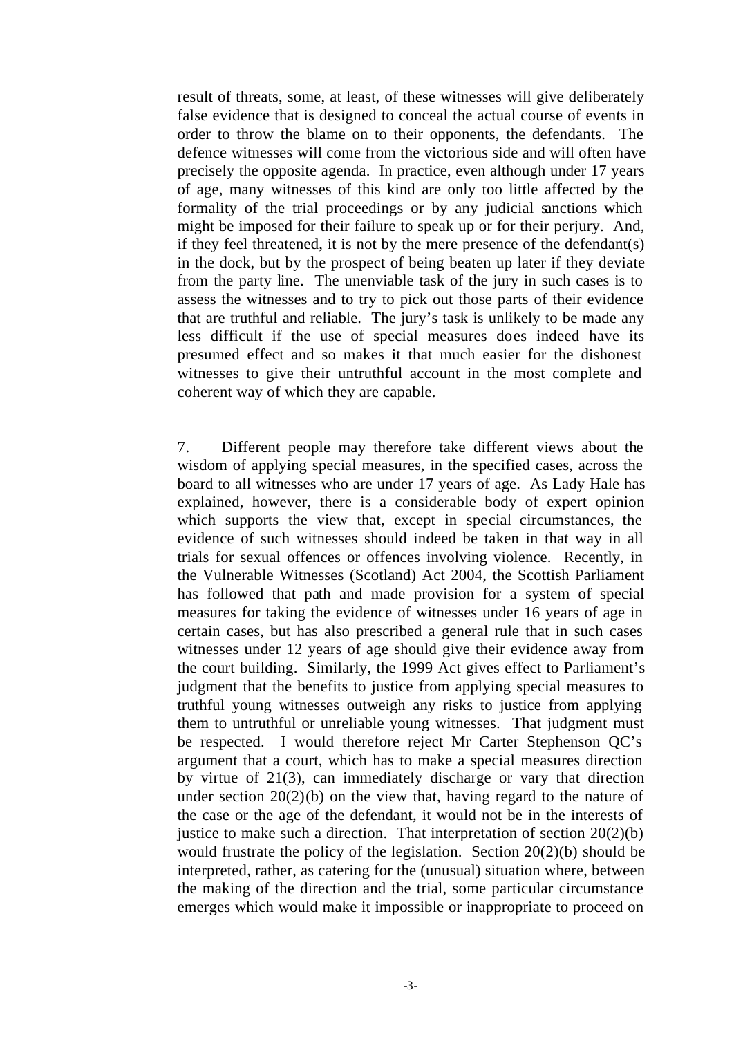result of threats, some, at least, of these witnesses will give deliberately false evidence that is designed to conceal the actual course of events in order to throw the blame on to their opponents, the defendants. The defence witnesses will come from the victorious side and will often have precisely the opposite agenda. In practice, even although under 17 years of age, many witnesses of this kind are only too little affected by the formality of the trial proceedings or by any judicial sanctions which might be imposed for their failure to speak up or for their perjury. And, if they feel threatened, it is not by the mere presence of the defendant(s) in the dock, but by the prospect of being beaten up later if they deviate from the party line. The unenviable task of the jury in such cases is to assess the witnesses and to try to pick out those parts of their evidence that are truthful and reliable. The jury's task is unlikely to be made any less difficult if the use of special measures does indeed have its presumed effect and so makes it that much easier for the dishonest witnesses to give their untruthful account in the most complete and coherent way of which they are capable.

7. Different people may therefore take different views about the wisdom of applying special measures, in the specified cases, across the board to all witnesses who are under 17 years of age. As Lady Hale has explained, however, there is a considerable body of expert opinion which supports the view that, except in special circumstances, the evidence of such witnesses should indeed be taken in that way in all trials for sexual offences or offences involving violence. Recently, in the Vulnerable Witnesses (Scotland) Act 2004, the Scottish Parliament has followed that path and made provision for a system of special measures for taking the evidence of witnesses under 16 years of age in certain cases, but has also prescribed a general rule that in such cases witnesses under 12 years of age should give their evidence away from the court building. Similarly, the 1999 Act gives effect to Parliament's judgment that the benefits to justice from applying special measures to truthful young witnesses outweigh any risks to justice from applying them to untruthful or unreliable young witnesses. That judgment must be respected. I would therefore reject Mr Carter Stephenson QC's argument that a court, which has to make a special measures direction by virtue of 21(3), can immediately discharge or vary that direction under section 20(2)(b) on the view that, having regard to the nature of the case or the age of the defendant, it would not be in the interests of justice to make such a direction. That interpretation of section 20(2)(b) would frustrate the policy of the legislation. Section 20(2)(b) should be interpreted, rather, as catering for the (unusual) situation where, between the making of the direction and the trial, some particular circumstance emerges which would make it impossible or inappropriate to proceed on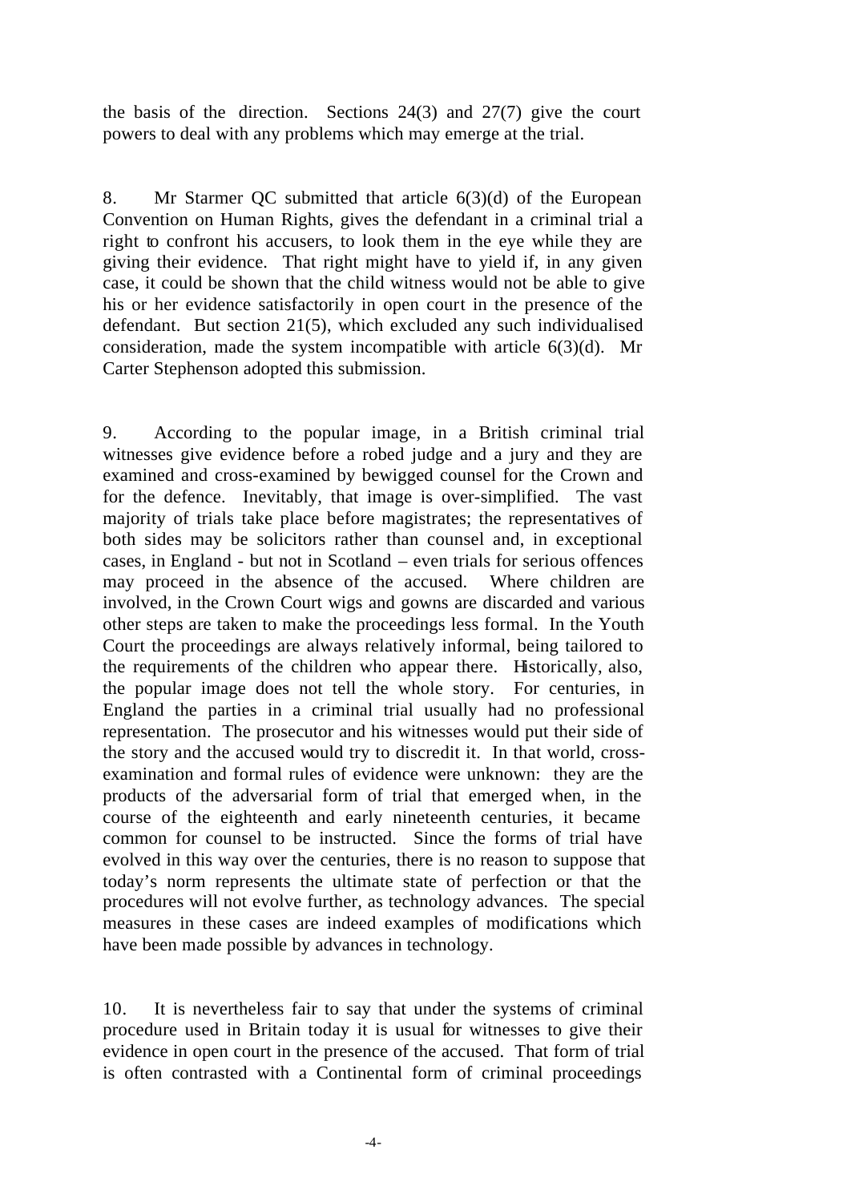the basis of the direction. Sections 24(3) and 27(7) give the court powers to deal with any problems which may emerge at the trial.

8. Mr Starmer QC submitted that article 6(3)(d) of the European Convention on Human Rights, gives the defendant in a criminal trial a right to confront his accusers, to look them in the eye while they are giving their evidence. That right might have to yield if, in any given case, it could be shown that the child witness would not be able to give his or her evidence satisfactorily in open court in the presence of the defendant. But section 21(5), which excluded any such individualised consideration, made the system incompatible with article 6(3)(d). Mr Carter Stephenson adopted this submission.

9. According to the popular image, in a British criminal trial witnesses give evidence before a robed judge and a jury and they are examined and cross-examined by bewigged counsel for the Crown and for the defence. Inevitably, that image is over-simplified. The vast majority of trials take place before magistrates; the representatives of both sides may be solicitors rather than counsel and, in exceptional cases, in England - but not in Scotland – even trials for serious offences may proceed in the absence of the accused. Where children are involved, in the Crown Court wigs and gowns are discarded and various other steps are taken to make the proceedings less formal. In the Youth Court the proceedings are always relatively informal, being tailored to the requirements of the children who appear there. Historically, also, the popular image does not tell the whole story. For centuries, in England the parties in a criminal trial usually had no professional representation. The prosecutor and his witnesses would put their side of the story and the accused would try to discredit it. In that world, cross-examination and formal rules of evidence were unknown: they are the products of the adversarial form of trial that emerged when, in the course of the eighteenth and early nineteenth centuries, it became common for counsel to be instructed. Since the forms of trial have evolved in this way over the centuries, there is no reason to suppose that today's norm represents the ultimate state of perfection or that the procedures will not evolve further, as technology advances. The special measures in these cases are indeed examples of modifications which have been made possible by advances in technology.

10. It is nevertheless fair to say that under the systems of criminal procedure used in Britain today it is usual for witnesses to give their evidence in open court in the presence of the accused. That form of trial is often contrasted with a Continental form of criminal proceedings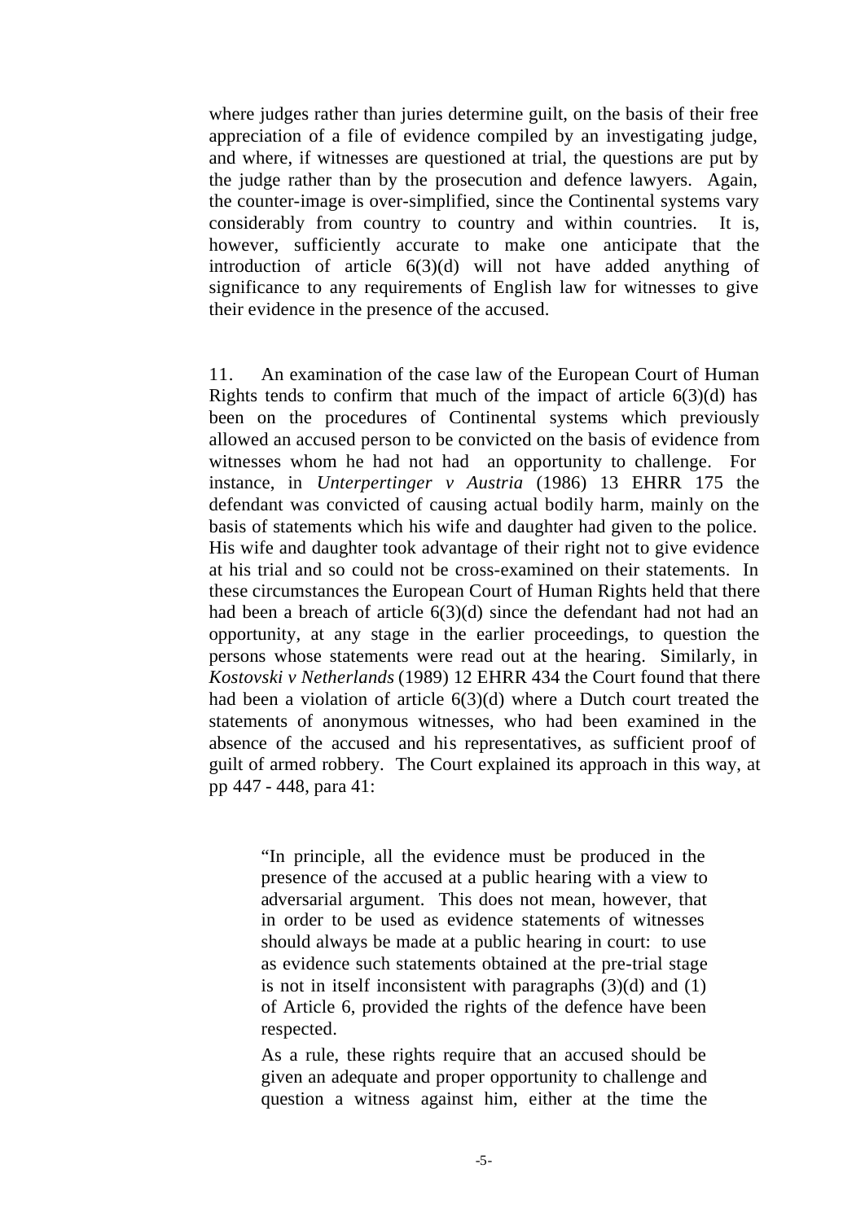where judges rather than juries determine guilt, on the basis of their free appreciation of a file of evidence compiled by an investigating judge, and where, if witnesses are questioned at trial, the questions are put by the judge rather than by the prosecution and defence lawyers. Again, the counter-image is over-simplified, since the Continental systems vary considerably from country to country and within countries. It is, however, sufficiently accurate to make one anticipate that the introduction of article 6(3)(d) will not have added anything of significance to any requirements of English law for witnesses to give their evidence in the presence of the accused.

11. An examination of the case law of the European Court of Human Rights tends to confirm that much of the impact of article 6(3)(d) has been on the procedures of Continental systems which previously allowed an accused person to be convicted on the basis of evidence from witnesses whom he had not had an opportunity to challenge. For instance, in *Unterpertinger v Austria* (1986) 13 EHRR 175 the defendant was convicted of causing actual bodily harm, mainly on the basis of statements which his wife and daughter had given to the police. His wife and daughter took advantage of their right not to give evidence at his trial and so could not be cross-examined on their statements. In these circumstances the European Court of Human Rights held that there had been a breach of article 6(3)(d) since the defendant had not had an opportunity, at any stage in the earlier proceedings, to question the persons whose statements were read out at the hearing. Similarly, in *Kostovski v Netherlands* (1989) 12 EHRR 434 the Court found that there had been a violation of article 6(3)(d) where a Dutch court treated the statements of anonymous witnesses, who had been examined in the absence of the accused and his representatives, as sufficient proof of guilt of armed robbery. The Court explained its approach in this way, at pp 447 - 448, para 41:

> "In principle, all the evidence must be produced in the presence of the accused at a public hearing with a view to adversarial argument. This does not mean, however, that in order to be used as evidence statements of witnesses should always be made at a public hearing in court: to use as evidence such statements obtained at the pre-trial stage is not in itself inconsistent with paragraphs (3)(d) and (1) of Article 6, provided the rights of the defence have been respected.
>
> As a rule, these rights require that an accused should be given an adequate and proper opportunity to challenge and question a witness against him, either at the time the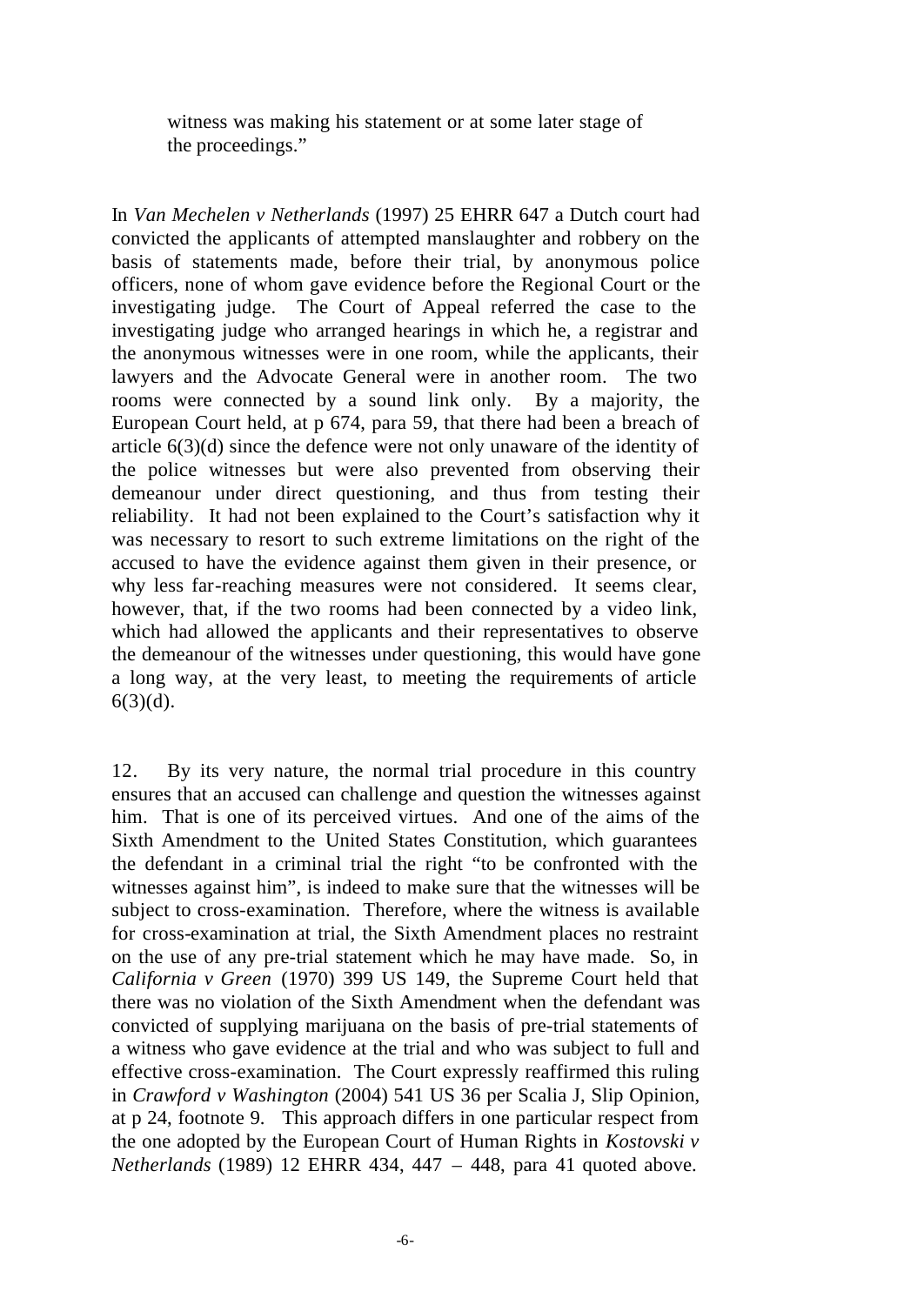witness was making his statement or at some later stage of the proceedings."

In *Van Mechelen v Netherlands* (1997) 25 EHRR 647 a Dutch court had convicted the applicants of attempted manslaughter and robbery on the basis of statements made, before their trial, by anonymous police officers, none of whom gave evidence before the Regional Court or the investigating judge. The Court of Appeal referred the case to the investigating judge who arranged hearings in which he, a registrar and the anonymous witnesses were in one room, while the applicants, their lawyers and the Advocate General were in another room. The two rooms were connected by a sound link only. By a majority, the European Court held, at p 674, para 59, that there had been a breach of article 6(3)(d) since the defence were not only unaware of the identity of the police witnesses but were also prevented from observing their demeanour under direct questioning, and thus from testing their reliability. It had not been explained to the Court's satisfaction why it was necessary to resort to such extreme limitations on the right of the accused to have the evidence against them given in their presence, or why less far-reaching measures were not considered. It seems clear, however, that, if the two rooms had been connected by a video link, which had allowed the applicants and their representatives to observe the demeanour of the witnesses under questioning, this would have gone a long way, at the very least, to meeting the requirements of article 6(3)(d).

12. By its very nature, the normal trial procedure in this country ensures that an accused can challenge and question the witnesses against him. That is one of its perceived virtues. And one of the aims of the Sixth Amendment to the United States Constitution, which guarantees the defendant in a criminal trial the right "to be confronted with the witnesses against him", is indeed to make sure that the witnesses will be subject to cross-examination. Therefore, where the witness is available for cross-examination at trial, the Sixth Amendment places no restraint on the use of any pre-trial statement which he may have made. So, in *California v Green* (1970) 399 US 149, the Supreme Court held that there was no violation of the Sixth Amendment when the defendant was convicted of supplying marijuana on the basis of pre-trial statements of a witness who gave evidence at the trial and who was subject to full and effective cross-examination. The Court expressly reaffirmed this ruling in *Crawford v Washington* (2004) 541 US 36 per Scalia J, Slip Opinion, at p 24, footnote 9. This approach differs in one particular respect from the one adopted by the European Court of Human Rights in *Kostovski v Netherlands* (1989) 12 EHRR 434, 447 – 448, para 41 quoted above.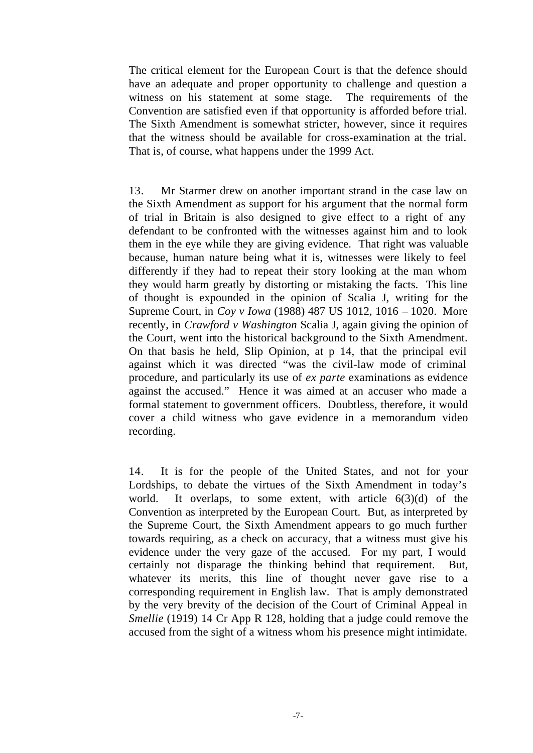The critical element for the European Court is that the defence should have an adequate and proper opportunity to challenge and question a witness on his statement at some stage. The requirements of the Convention are satisfied even if that opportunity is afforded before trial. The Sixth Amendment is somewhat stricter, however, since it requires that the witness should be available for cross-examination at the trial. That is, of course, what happens under the 1999 Act.

13. Mr Starmer drew on another important strand in the case law on the Sixth Amendment as support for his argument that the normal form of trial in Britain is also designed to give effect to a right of any defendant to be confronted with the witnesses against him and to look them in the eye while they are giving evidence. That right was valuable because, human nature being what it is, witnesses were likely to feel differently if they had to repeat their story looking at the man whom they would harm greatly by distorting or mistaking the facts. This line of thought is expounded in the opinion of Scalia J, writing for the Supreme Court, in *Coy v Iowa* (1988) 487 US 1012, 1016 – 1020. More recently, in *Crawford v Washington* Scalia J, again giving the opinion of the Court, went into the historical background to the Sixth Amendment. On that basis he held, Slip Opinion, at p 14, that the principal evil against which it was directed "was the civil-law mode of criminal procedure, and particularly its use of *ex parte* examinations as evidence against the accused." Hence it was aimed at an accuser who made a formal statement to government officers. Doubtless, therefore, it would cover a child witness who gave evidence in a memorandum video recording.

14. It is for the people of the United States, and not for your Lordships, to debate the virtues of the Sixth Amendment in today's world. It overlaps, to some extent, with article 6(3)(d) of the Convention as interpreted by the European Court. But, as interpreted by the Supreme Court, the Sixth Amendment appears to go much further towards requiring, as a check on accuracy, that a witness must give his evidence under the very gaze of the accused. For my part, I would certainly not disparage the thinking behind that requirement. But, whatever its merits, this line of thought never gave rise to a corresponding requirement in English law. That is amply demonstrated by the very brevity of the decision of the Court of Criminal Appeal in *Smellie* (1919) 14 Cr App R 128, holding that a judge could remove the accused from the sight of a witness whom his presence might intimidate.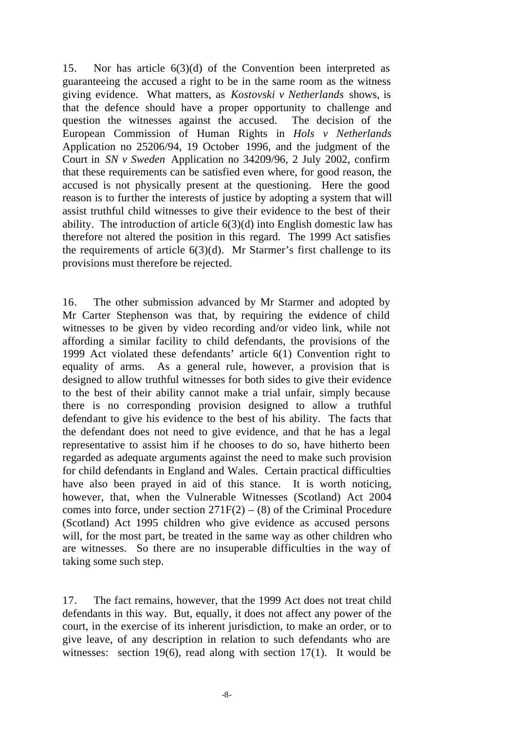15. Nor has article 6(3)(d) of the Convention been interpreted as guaranteeing the accused a right to be in the same room as the witness giving evidence. What matters, as *Kostovski v Netherlands* shows, is that the defence should have a proper opportunity to challenge and question the witnesses against the accused. The decision of the European Commission of Human Rights in *Hols v Netherlands* Application no 25206/94, 19 October 1996, and the judgment of the Court in *SN v Sweden* Application no 34209/96, 2 July 2002, confirm that these requirements can be satisfied even where, for good reason, the accused is not physically present at the questioning. Here the good reason is to further the interests of justice by adopting a system that will assist truthful child witnesses to give their evidence to the best of their ability. The introduction of article 6(3)(d) into English domestic law has therefore not altered the position in this regard. The 1999 Act satisfies the requirements of article 6(3)(d). Mr Starmer's first challenge to its provisions must therefore be rejected.

16. The other submission advanced by Mr Starmer and adopted by Mr Carter Stephenson was that, by requiring the evidence of child witnesses to be given by video recording and/or video link, while not affording a similar facility to child defendants, the provisions of the 1999 Act violated these defendants' article 6(1) Convention right to equality of arms. As a general rule, however, a provision that is designed to allow truthful witnesses for both sides to give their evidence to the best of their ability cannot make a trial unfair, simply because there is no corresponding provision designed to allow a truthful defendant to give his evidence to the best of his ability. The facts that the defendant does not need to give evidence, and that he has a legal representative to assist him if he chooses to do so, have hitherto been regarded as adequate arguments against the need to make such provision for child defendants in England and Wales. Certain practical difficulties have also been prayed in aid of this stance. It is worth noticing, however, that, when the Vulnerable Witnesses (Scotland) Act 2004 comes into force, under section 271F(2) – (8) of the Criminal Procedure (Scotland) Act 1995 children who give evidence as accused persons will, for the most part, be treated in the same way as other children who are witnesses. So there are no insuperable difficulties in the way of taking some such step.

17. The fact remains, however, that the 1999 Act does not treat child defendants in this way. But, equally, it does not affect any power of the court, in the exercise of its inherent jurisdiction, to make an order, or to give leave, of any description in relation to such defendants who are witnesses: section 19(6), read along with section 17(1). It would be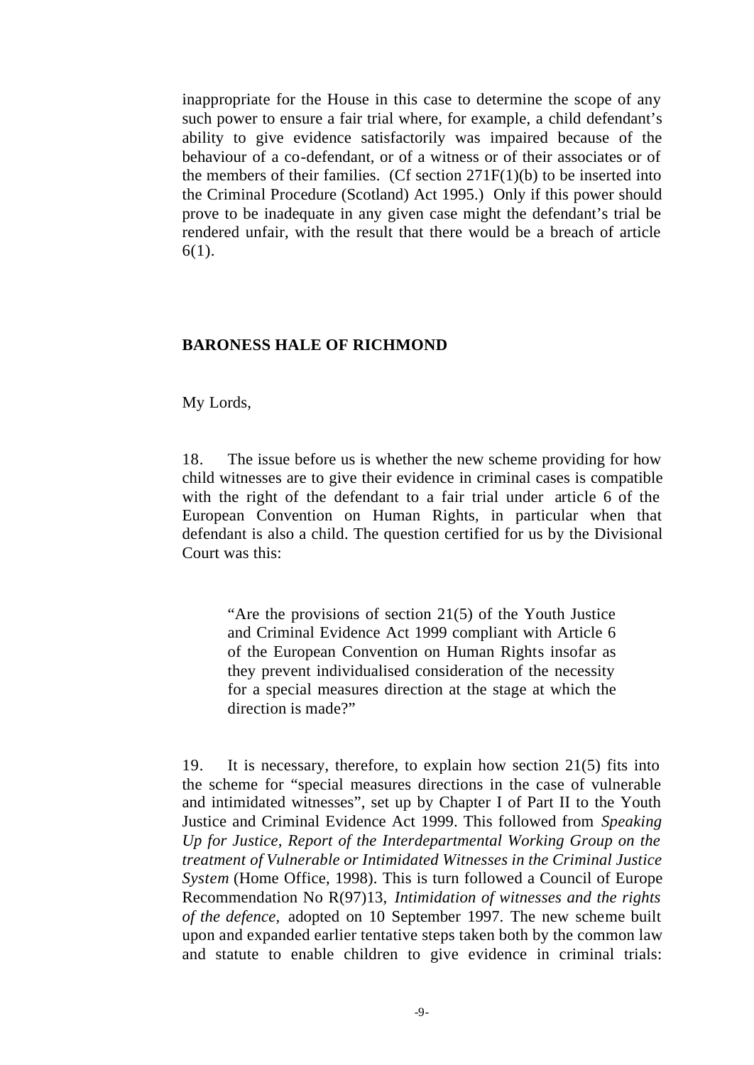inappropriate for the House in this case to determine the scope of any such power to ensure a fair trial where, for example, a child defendant's ability to give evidence satisfactorily was impaired because of the behaviour of a co-defendant, or of a witness or of their associates or of the members of their families. (Cf section 271F(1)(b) to be inserted into the Criminal Procedure (Scotland) Act 1995.) Only if this power should prove to be inadequate in any given case might the defendant's trial be rendered unfair, with the result that there would be a breach of article 6(1).

**BARONESS HALE OF RICHMOND**

My Lords,

18. The issue before us is whether the new scheme providing for how child witnesses are to give their evidence in criminal cases is compatible with the right of the defendant to a fair trial under article 6 of the European Convention on Human Rights, in particular when that defendant is also a child. The question certified for us by the Divisional Court was this:

> "Are the provisions of section 21(5) of the Youth Justice and Criminal Evidence Act 1999 compliant with Article 6 of the European Convention on Human Rights insofar as they prevent individualised consideration of the necessity for a special measures direction at the stage at which the direction is made?"

19. It is necessary, therefore, to explain how section 21(5) fits into the scheme for "special measures directions in the case of vulnerable and intimidated witnesses", set up by Chapter I of Part II to the Youth Justice and Criminal Evidence Act 1999. This followed from *Speaking Up for Justice, Report of the Interdepartmental Working Group on the treatment of Vulnerable or Intimidated Witnesses in the Criminal Justice System* (Home Office, 1998). This is turn followed a Council of Europe Recommendation No R(97)13, *Intimidation of witnesses and the rights of the defence,* adopted on 10 September 1997. The new scheme built upon and expanded earlier tentative steps taken both by the common law and statute to enable children to give evidence in criminal trials: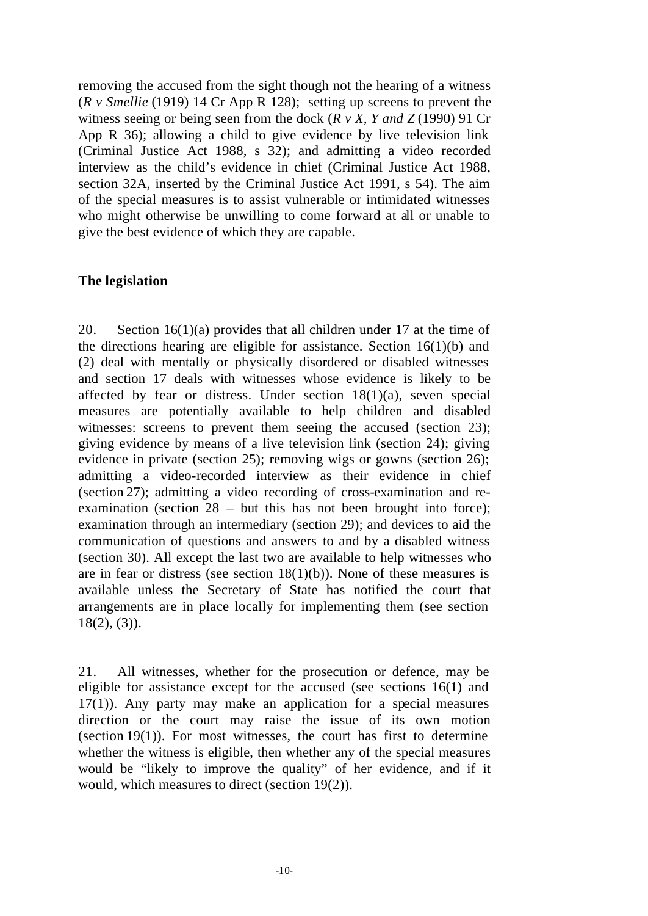removing the accused from the sight though not the hearing of a witness (*R v Smellie* (1919) 14 Cr App R 128); setting up screens to prevent the witness seeing or being seen from the dock (*R v X, Y and Z* (1990) 91 Cr App R 36); allowing a child to give evidence by live television link (Criminal Justice Act 1988, s 32); and admitting a video recorded interview as the child's evidence in chief (Criminal Justice Act 1988, section 32A, inserted by the Criminal Justice Act 1991, s 54). The aim of the special measures is to assist vulnerable or intimidated witnesses who might otherwise be unwilling to come forward at all or unable to give the best evidence of which they are capable.

**The legislation**

20. Section 16(1)(a) provides that all children under 17 at the time of the directions hearing are eligible for assistance. Section 16(1)(b) and (2) deal with mentally or physically disordered or disabled witnesses and section 17 deals with witnesses whose evidence is likely to be affected by fear or distress. Under section 18(1)(a), seven special measures are potentially available to help children and disabled witnesses: screens to prevent them seeing the accused (section 23); giving evidence by means of a live television link (section 24); giving evidence in private (section 25); removing wigs or gowns (section 26); admitting a video-recorded interview as their evidence in chief (section 27); admitting a video recording of cross-examination and re-examination (section 28 – but this has not been brought into force); examination through an intermediary (section 29); and devices to aid the communication of questions and answers to and by a disabled witness (section 30). All except the last two are available to help witnesses who are in fear or distress (see section 18(1)(b)). None of these measures is available unless the Secretary of State has notified the court that arrangements are in place locally for implementing them (see section 18(2), (3)).

21. All witnesses, whether for the prosecution or defence, may be eligible for assistance except for the accused (see sections 16(1) and 17(1)). Any party may make an application for a special measures direction or the court may raise the issue of its own motion (section 19(1)). For most witnesses, the court has first to determine whether the witness is eligible, then whether any of the special measures would be "likely to improve the quality" of her evidence, and if it would, which measures to direct (section 19(2)).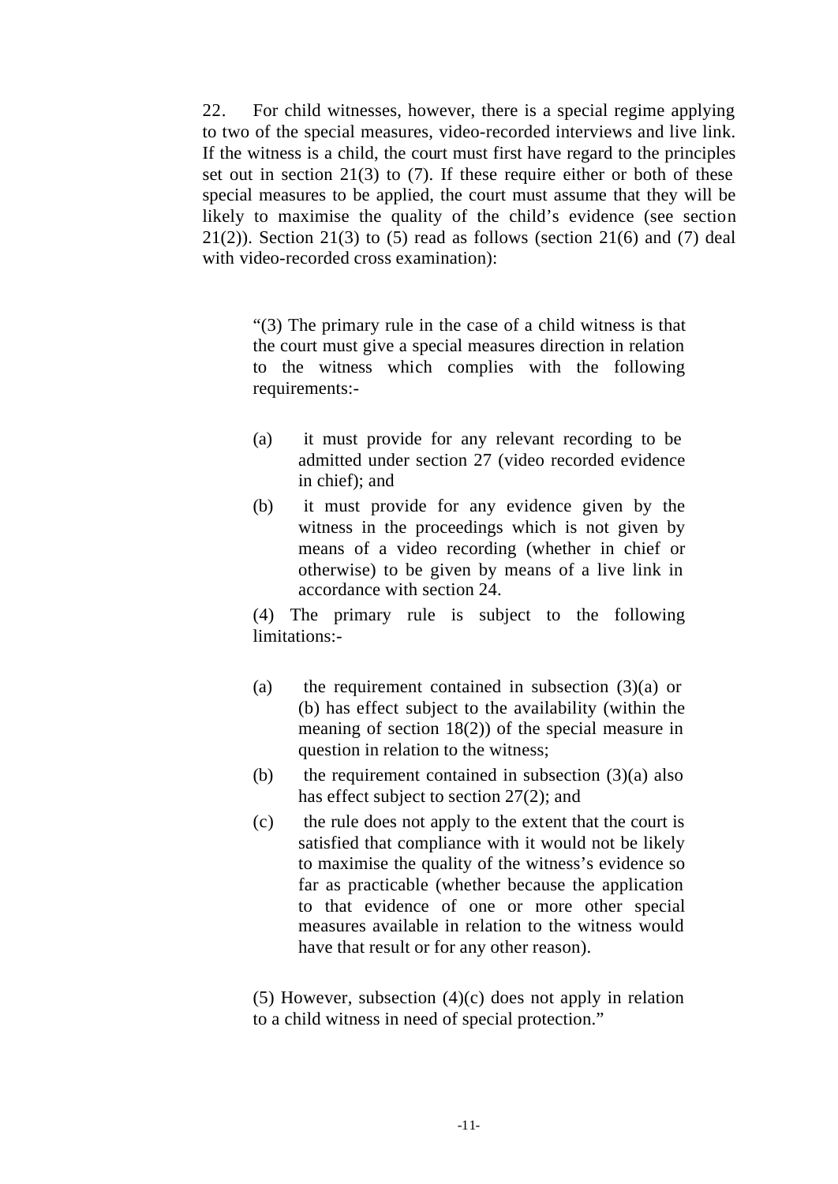22. For child witnesses, however, there is a special regime applying to two of the special measures, video-recorded interviews and live link. If the witness is a child, the court must first have regard to the principles set out in section 21(3) to (7). If these require either or both of these special measures to be applied, the court must assume that they will be likely to maximise the quality of the child's evidence (see section 21(2)). Section 21(3) to (5) read as follows (section 21(6) and (7) deal with video-recorded cross examination):

> "(3) The primary rule in the case of a child witness is that the court must give a special measures direction in relation to the witness which complies with the following requirements:-
>
> (a) it must provide for any relevant recording to be admitted under section 27 (video recorded evidence in chief); and
>
> (b) it must provide for any evidence given by the witness in the proceedings which is not given by means of a video recording (whether in chief or otherwise) to be given by means of a live link in accordance with section 24.
>
> (4) The primary rule is subject to the following limitations:-
>
> (a) the requirement contained in subsection (3)(a) or (b) has effect subject to the availability (within the meaning of section 18(2)) of the special measure in question in relation to the witness;
>
> (b) the requirement contained in subsection (3)(a) also has effect subject to section 27(2); and
>
> (c) the rule does not apply to the extent that the court is satisfied that compliance with it would not be likely to maximise the quality of the witness's evidence so far as practicable (whether because the application to that evidence of one or more other special measures available in relation to the witness would have that result or for any other reason).
>
> (5) However, subsection (4)(c) does not apply in relation to a child witness in need of special protection."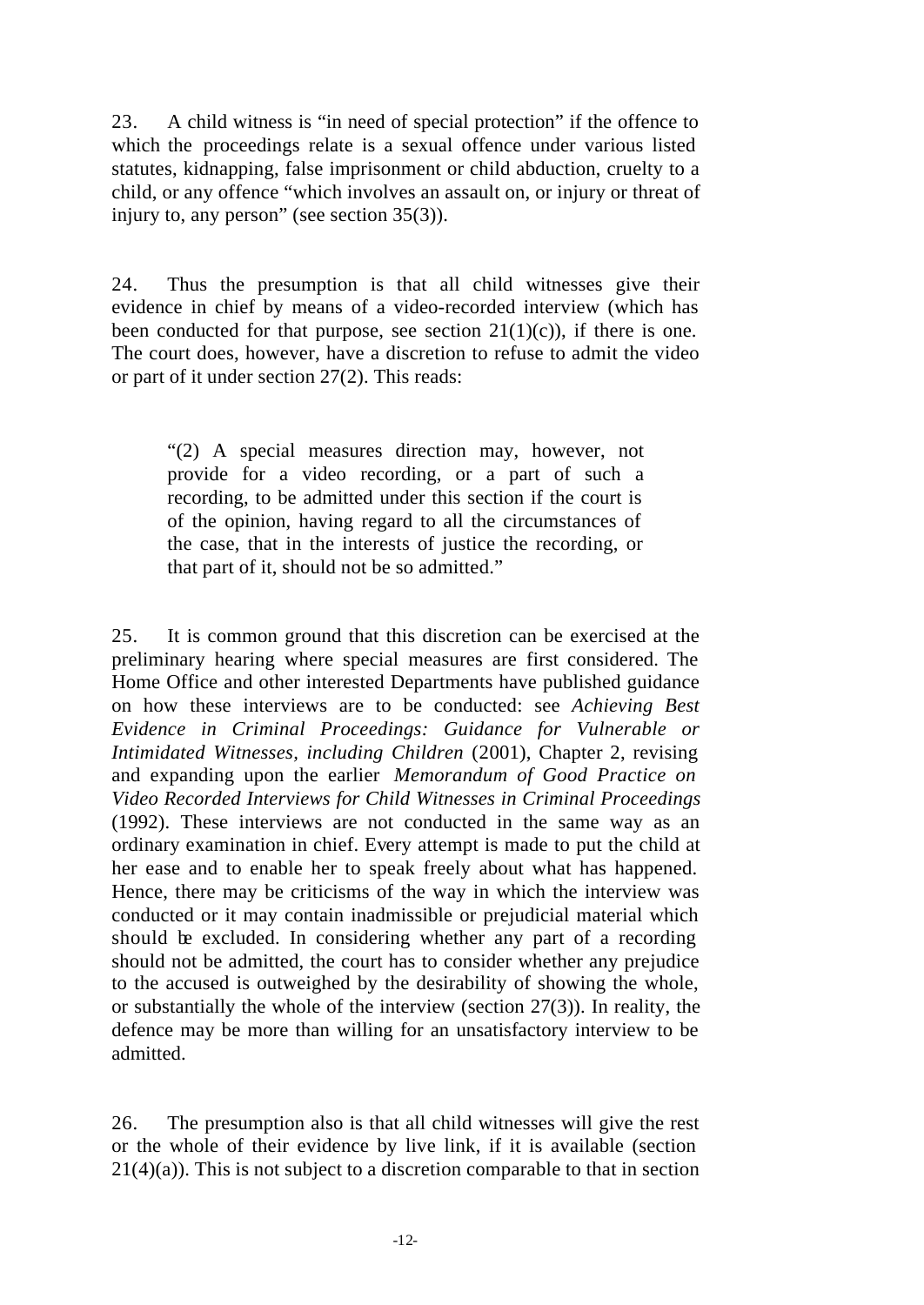23. A child witness is "in need of special protection" if the offence to which the proceedings relate is a sexual offence under various listed statutes, kidnapping, false imprisonment or child abduction, cruelty to a child, or any offence "which involves an assault on, or injury or threat of injury to, any person" (see section 35(3)).

24. Thus the presumption is that all child witnesses give their evidence in chief by means of a video-recorded interview (which has been conducted for that purpose, see section 21(1)(c)), if there is one. The court does, however, have a discretion to refuse to admit the video or part of it under section 27(2). This reads:

> "(2) A special measures direction may, however, not provide for a video recording, or a part of such a recording, to be admitted under this section if the court is of the opinion, having regard to all the circumstances of the case, that in the interests of justice the recording, or that part of it, should not be so admitted."

25. It is common ground that this discretion can be exercised at the preliminary hearing where special measures are first considered. The Home Office and other interested Departments have published guidance on how these interviews are to be conducted: see *Achieving Best Evidence in Criminal Proceedings: Guidance for Vulnerable or Intimidated Witnesses, including Children* (2001), Chapter 2, revising and expanding upon the earlier *Memorandum of Good Practice on Video Recorded Interviews for Child Witnesses in Criminal Proceedings* (1992). These interviews are not conducted in the same way as an ordinary examination in chief. Every attempt is made to put the child at her ease and to enable her to speak freely about what has happened. Hence, there may be criticisms of the way in which the interview was conducted or it may contain inadmissible or prejudicial material which should be excluded. In considering whether any part of a recording should not be admitted, the court has to consider whether any prejudice to the accused is outweighed by the desirability of showing the whole, or substantially the whole of the interview (section 27(3)). In reality, the defence may be more than willing for an unsatisfactory interview to be admitted.

26. The presumption also is that all child witnesses will give the rest or the whole of their evidence by live link, if it is available (section 21(4)(a)). This is not subject to a discretion comparable to that in section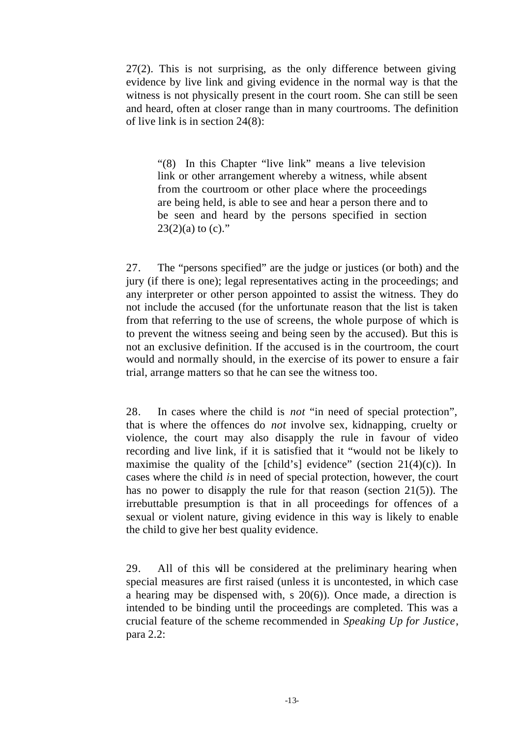27(2). This is not surprising, as the only difference between giving evidence by live link and giving evidence in the normal way is that the witness is not physically present in the court room. She can still be seen and heard, often at closer range than in many courtrooms. The definition of live link is in section 24(8):

> "(8) In this Chapter "live link" means a live television link or other arrangement whereby a witness, while absent from the courtroom or other place where the proceedings are being held, is able to see and hear a person there and to be seen and heard by the persons specified in section 23(2)(a) to (c)."

27. The "persons specified" are the judge or justices (or both) and the jury (if there is one); legal representatives acting in the proceedings; and any interpreter or other person appointed to assist the witness. They do not include the accused (for the unfortunate reason that the list is taken from that referring to the use of screens, the whole purpose of which is to prevent the witness seeing and being seen by the accused). But this is not an exclusive definition. If the accused is in the courtroom, the court would and normally should, in the exercise of its power to ensure a fair trial, arrange matters so that he can see the witness too.

28. In cases where the child is *not* "in need of special protection", that is where the offences do *not* involve sex, kidnapping, cruelty or violence, the court may also disapply the rule in favour of video recording and live link, if it is satisfied that it "would not be likely to maximise the quality of the [child's] evidence" (section 21(4)(c)). In cases where the child *is* in need of special protection, however, the court has no power to disapply the rule for that reason (section 21(5)). The irrebuttable presumption is that in all proceedings for offences of a sexual or violent nature, giving evidence in this way is likely to enable the child to give her best quality evidence.

29. All of this will be considered at the preliminary hearing when special measures are first raised (unless it is uncontested, in which case a hearing may be dispensed with, s 20(6)). Once made, a direction is intended to be binding until the proceedings are completed. This was a crucial feature of the scheme recommended in *Speaking Up for Justice*, para 2.2: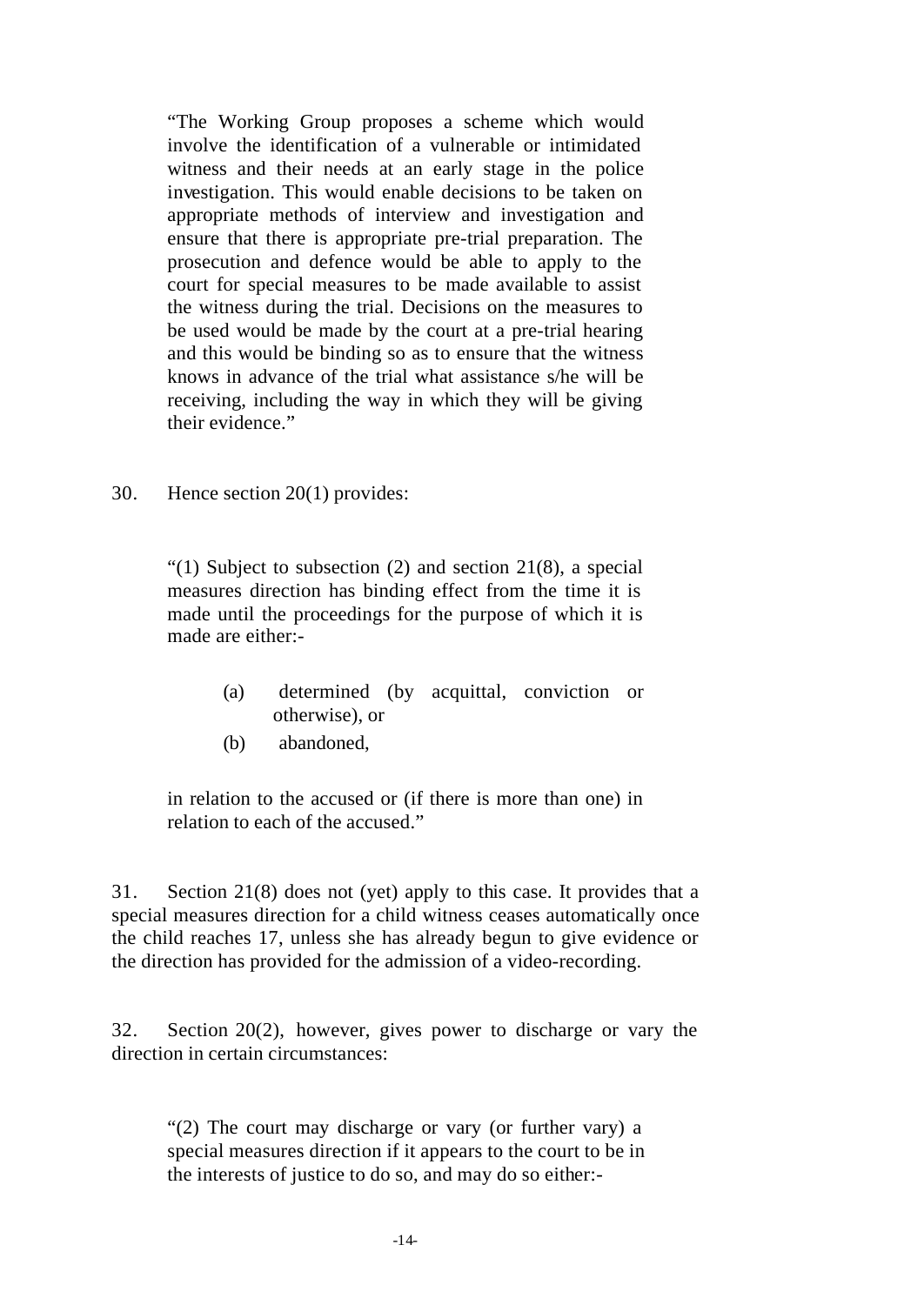> "The Working Group proposes a scheme which would involve the identification of a vulnerable or intimidated witness and their needs at an early stage in the police investigation. This would enable decisions to be taken on appropriate methods of interview and investigation and ensure that there is appropriate pre-trial preparation. The prosecution and defence would be able to apply to the court for special measures to be made available to assist the witness during the trial. Decisions on the measures to be used would be made by the court at a pre-trial hearing and this would be binding so as to ensure that the witness knows in advance of the trial what assistance s/he will be receiving, including the way in which they will be giving their evidence."

30. Hence section 20(1) provides:

> "(1) Subject to subsection (2) and section 21(8), a special measures direction has binding effect from the time it is made until the proceedings for the purpose of which it is made are either:-
>
> (a) determined (by acquittal, conviction or otherwise), or
>
> (b) abandoned,
>
> in relation to the accused or (if there is more than one) in relation to each of the accused."

31. Section 21(8) does not (yet) apply to this case. It provides that a special measures direction for a child witness ceases automatically once the child reaches 17, unless she has already begun to give evidence or the direction has provided for the admission of a video-recording.

32. Section 20(2), however, gives power to discharge or vary the direction in certain circumstances:

> "(2) The court may discharge or vary (or further vary) a special measures direction if it appears to the court to be in the interests of justice to do so, and may do so either:-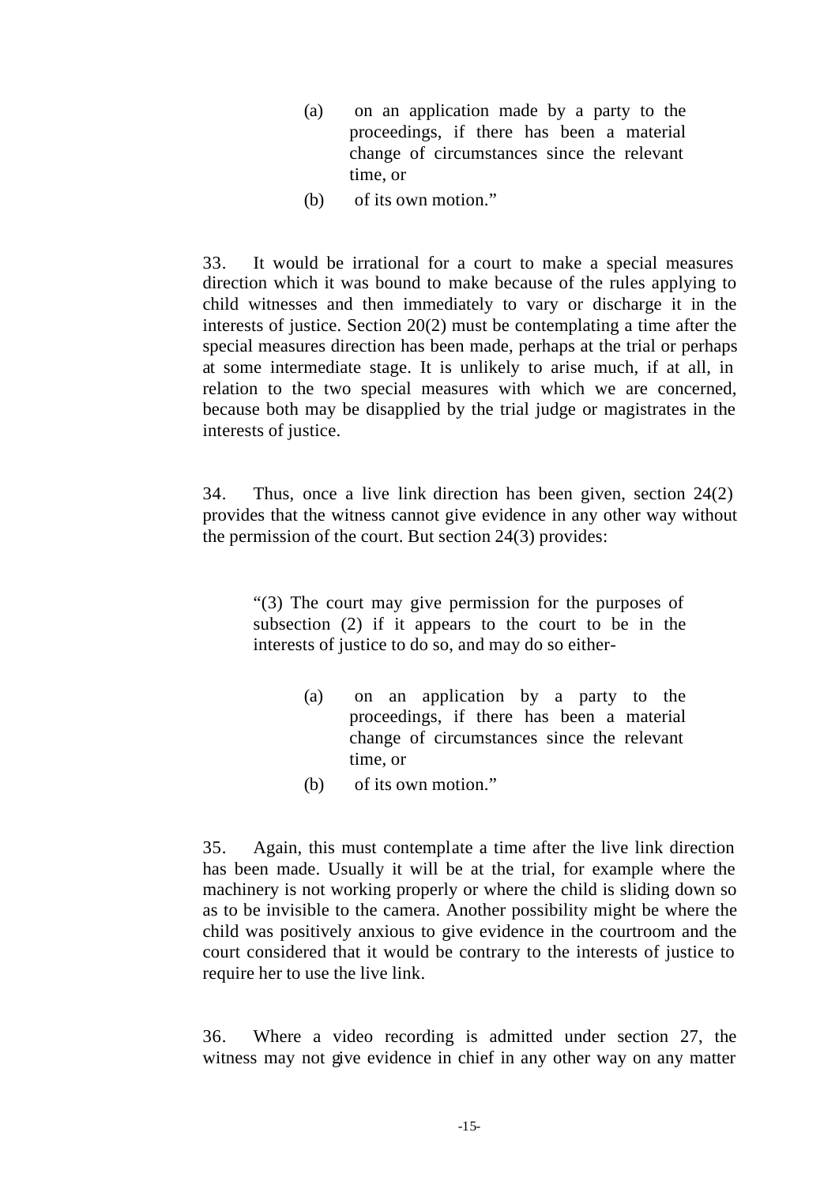> (a) on an application made by a party to the proceedings, if there has been a material change of circumstances since the relevant time, or
>
> (b) of its own motion."

33. It would be irrational for a court to make a special measures direction which it was bound to make because of the rules applying to child witnesses and then immediately to vary or discharge it in the interests of justice. Section 20(2) must be contemplating a time after the special measures direction has been made, perhaps at the trial or perhaps at some intermediate stage. It is unlikely to arise much, if at all, in relation to the two special measures with which we are concerned, because both may be disapplied by the trial judge or magistrates in the interests of justice.

34. Thus, once a live link direction has been given, section 24(2) provides that the witness cannot give evidence in any other way without the permission of the court. But section 24(3) provides:

> "(3) The court may give permission for the purposes of subsection (2) if it appears to the court to be in the interests of justice to do so, and may do so either-
>
> (a) on an application by a party to the proceedings, if there has been a material change of circumstances since the relevant time, or
>
> (b) of its own motion."

35. Again, this must contemplate a time after the live link direction has been made. Usually it will be at the trial, for example where the machinery is not working properly or where the child is sliding down so as to be invisible to the camera. Another possibility might be where the child was positively anxious to give evidence in the courtroom and the court considered that it would be contrary to the interests of justice to require her to use the live link.

36. Where a video recording is admitted under section 27, the witness may not give evidence in chief in any other way on any matter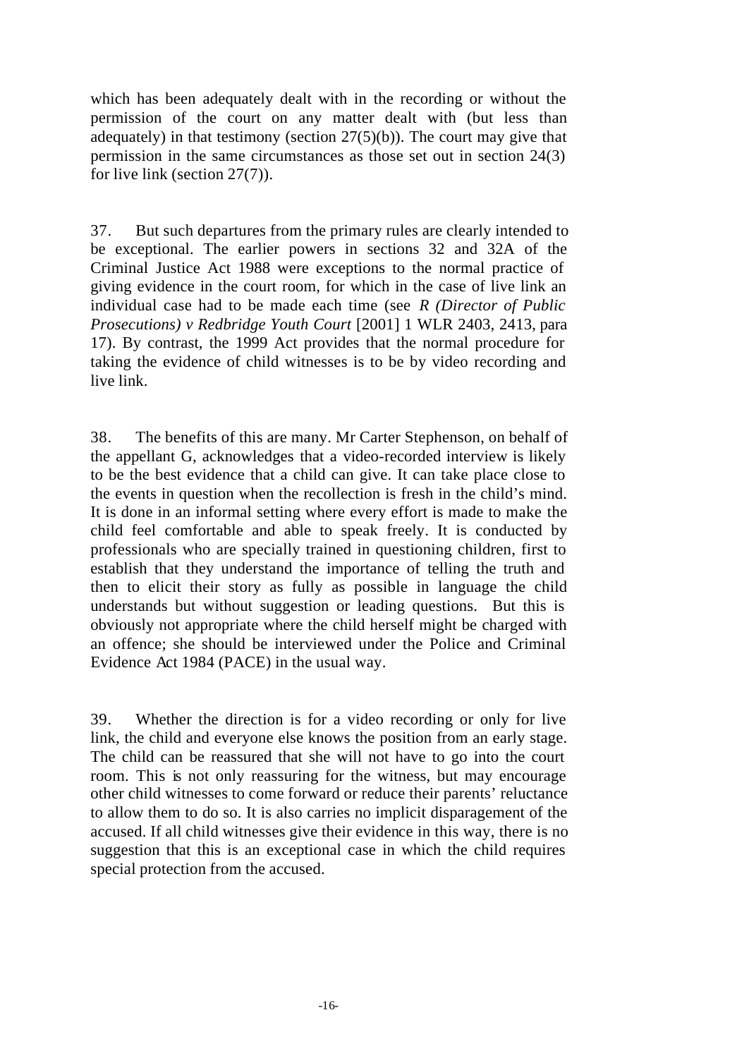which has been adequately dealt with in the recording or without the permission of the court on any matter dealt with (but less than adequately) in that testimony (section 27(5)(b)). The court may give that permission in the same circumstances as those set out in section 24(3) for live link (section 27(7)).

37. But such departures from the primary rules are clearly intended to be exceptional. The earlier powers in sections 32 and 32A of the Criminal Justice Act 1988 were exceptions to the normal practice of giving evidence in the court room, for which in the case of live link an individual case had to be made each time (see *R (Director of Public Prosecutions) v Redbridge Youth Court* [2001] 1 WLR 2403, 2413, para 17). By contrast, the 1999 Act provides that the normal procedure for taking the evidence of child witnesses is to be by video recording and live link.

38. The benefits of this are many. Mr Carter Stephenson, on behalf of the appellant G, acknowledges that a video-recorded interview is likely to be the best evidence that a child can give. It can take place close to the events in question when the recollection is fresh in the child's mind. It is done in an informal setting where every effort is made to make the child feel comfortable and able to speak freely. It is conducted by professionals who are specially trained in questioning children, first to establish that they understand the importance of telling the truth and then to elicit their story as fully as possible in language the child understands but without suggestion or leading questions. But this is obviously not appropriate where the child herself might be charged with an offence; she should be interviewed under the Police and Criminal Evidence Act 1984 (PACE) in the usual way.

39. Whether the direction is for a video recording or only for live link, the child and everyone else knows the position from an early stage. The child can be reassured that she will not have to go into the court room. This is not only reassuring for the witness, but may encourage other child witnesses to come forward or reduce their parents' reluctance to allow them to do so. It is also carries no implicit disparagement of the accused. If all child witnesses give their evidence in this way, there is no suggestion that this is an exceptional case in which the child requires special protection from the accused.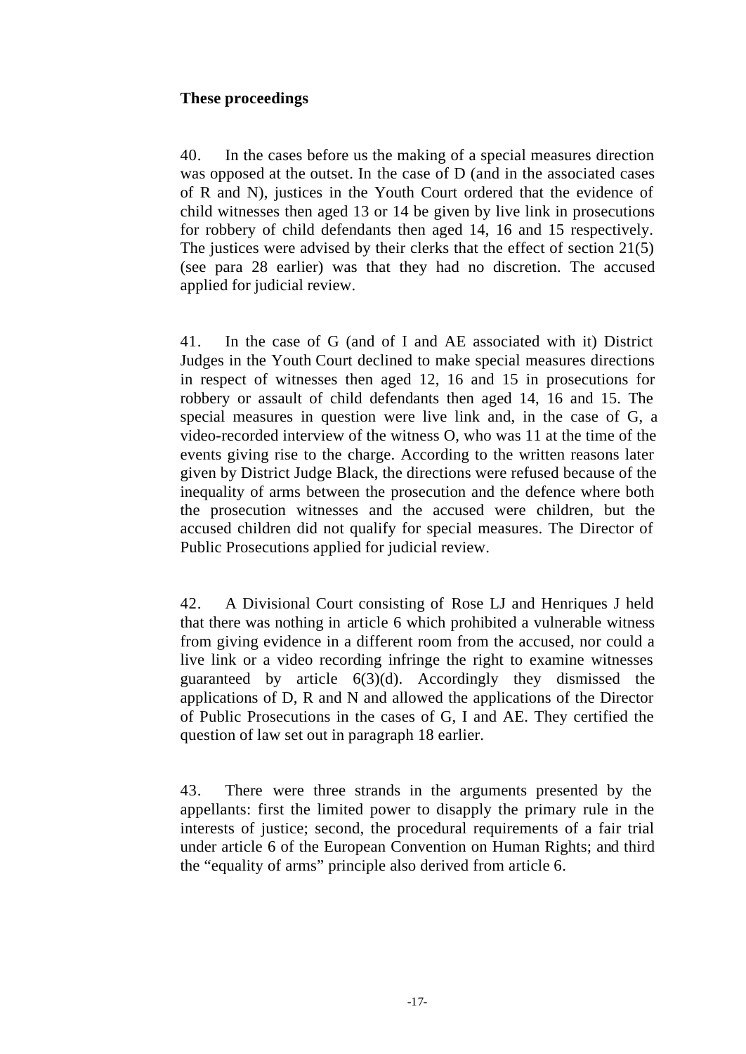**These proceedings**

40. In the cases before us the making of a special measures direction was opposed at the outset. In the case of D (and in the associated cases of R and N), justices in the Youth Court ordered that the evidence of child witnesses then aged 13 or 14 be given by live link in prosecutions for robbery of child defendants then aged 14, 16 and 15 respectively. The justices were advised by their clerks that the effect of section 21(5) (see para 28 earlier) was that they had no discretion. The accused applied for judicial review.

41. In the case of G (and of I and AE associated with it) District Judges in the Youth Court declined to make special measures directions in respect of witnesses then aged 12, 16 and 15 in prosecutions for robbery or assault of child defendants then aged 14, 16 and 15. The special measures in question were live link and, in the case of G, a video-recorded interview of the witness O, who was 11 at the time of the events giving rise to the charge. According to the written reasons later given by District Judge Black, the directions were refused because of the inequality of arms between the prosecution and the defence where both the prosecution witnesses and the accused were children, but the accused children did not qualify for special measures. The Director of Public Prosecutions applied for judicial review.

42. A Divisional Court consisting of Rose LJ and Henriques J held that there was nothing in article 6 which prohibited a vulnerable witness from giving evidence in a different room from the accused, nor could a live link or a video recording infringe the right to examine witnesses guaranteed by article 6(3)(d). Accordingly they dismissed the applications of D, R and N and allowed the applications of the Director of Public Prosecutions in the cases of G, I and AE. They certified the question of law set out in paragraph 18 earlier.

43. There were three strands in the arguments presented by the appellants: first the limited power to disapply the primary rule in the interests of justice; second, the procedural requirements of a fair trial under article 6 of the European Convention on Human Rights; and third the "equality of arms" principle also derived from article 6.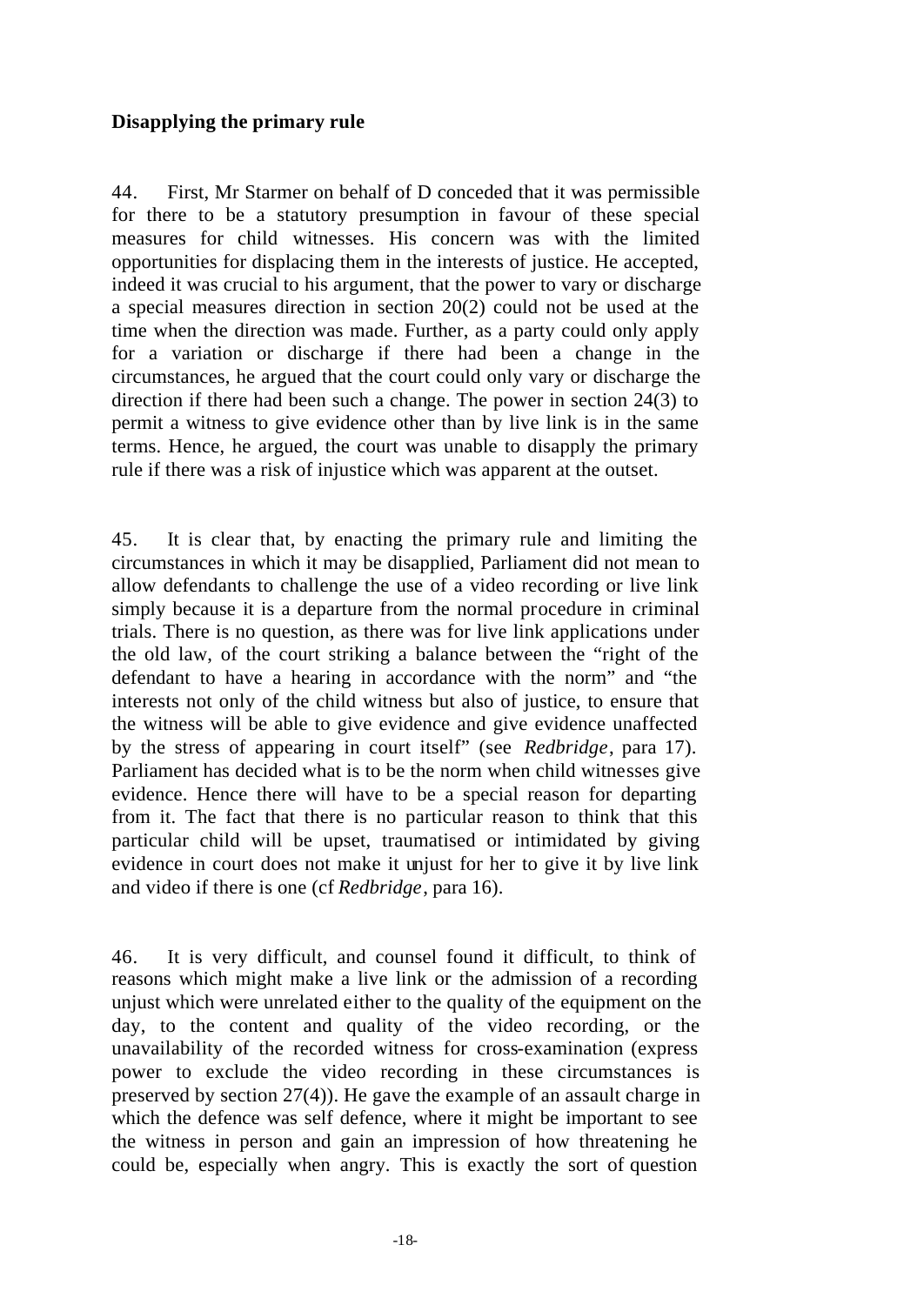## Disapplying the primary rule

44. First, Mr Starmer on behalf of D conceded that it was permissible for there to be a statutory presumption in favour of these special measures for child witnesses. His concern was with the limited opportunities for displacing them in the interests of justice. He accepted, indeed it was crucial to his argument, that the power to vary or discharge a special measures direction in section 20(2) could not be used at the time when the direction was made. Further, as a party could only apply for a variation or discharge if there had been a change in the circumstances, he argued that the court could only vary or discharge the direction if there had been such a change. The power in section 24(3) to permit a witness to give evidence other than by live link is in the same terms. Hence, he argued, the court was unable to disapply the primary rule if there was a risk of injustice which was apparent at the outset.

45. It is clear that, by enacting the primary rule and limiting the circumstances in which it may be disapplied, Parliament did not mean to allow defendants to challenge the use of a video recording or live link simply because it is a departure from the normal procedure in criminal trials. There is no question, as there was for live link applications under the old law, of the court striking a balance between the "right of the defendant to have a hearing in accordance with the norm" and "the interests not only of the child witness but also of justice, to ensure that the witness will be able to give evidence and give evidence unaffected by the stress of appearing in court itself" (see *Redbridge*, para 17). Parliament has decided what is to be the norm when child witnesses give evidence. Hence there will have to be a special reason for departing from it. The fact that there is no particular reason to think that this particular child will be upset, traumatised or intimidated by giving evidence in court does not make it unjust for her to give it by live link and video if there is one (cf *Redbridge*, para 16).

46. It is very difficult, and counsel found it difficult, to think of reasons which might make a live link or the admission of a recording unjust which were unrelated either to the quality of the equipment on the day, to the content and quality of the video recording, or the unavailability of the recorded witness for cross-examination (express power to exclude the video recording in these circumstances is preserved by section 27(4)). He gave the example of an assault charge in which the defence was self defence, where it might be important to see the witness in person and gain an impression of how threatening he could be, especially when angry. This is exactly the sort of question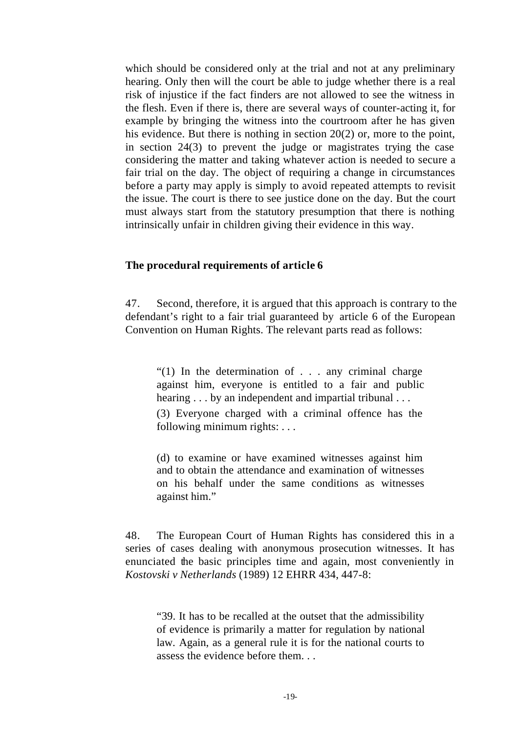which should be considered only at the trial and not at any preliminary hearing. Only then will the court be able to judge whether there is a real risk of injustice if the fact finders are not allowed to see the witness in the flesh. Even if there is, there are several ways of counter-acting it, for example by bringing the witness into the courtroom after he has given his evidence. But there is nothing in section 20(2) or, more to the point, in section 24(3) to prevent the judge or magistrates trying the case considering the matter and taking whatever action is needed to secure a fair trial on the day. The object of requiring a change in circumstances before a party may apply is simply to avoid repeated attempts to revisit the issue. The court is there to see justice done on the day. But the court must always start from the statutory presumption that there is nothing intrinsically unfair in children giving their evidence in this way.

**The procedural requirements of article 6**

47. Second, therefore, it is argued that this approach is contrary to the defendant's right to a fair trial guaranteed by article 6 of the European Convention on Human Rights. The relevant parts read as follows:

> "(1) In the determination of . . . any criminal charge against him, everyone is entitled to a fair and public hearing . . . by an independent and impartial tribunal . . .
>
> (3) Everyone charged with a criminal offence has the following minimum rights: . . .
>
> (d) to examine or have examined witnesses against him and to obtain the attendance and examination of witnesses on his behalf under the same conditions as witnesses against him."

48. The European Court of Human Rights has considered this in a series of cases dealing with anonymous prosecution witnesses. It has enunciated the basic principles time and again, most conveniently in *Kostovski v Netherlands* (1989) 12 EHRR 434, 447-8:

> "39. It has to be recalled at the outset that the admissibility of evidence is primarily a matter for regulation by national law. Again, as a general rule it is for the national courts to assess the evidence before them. . .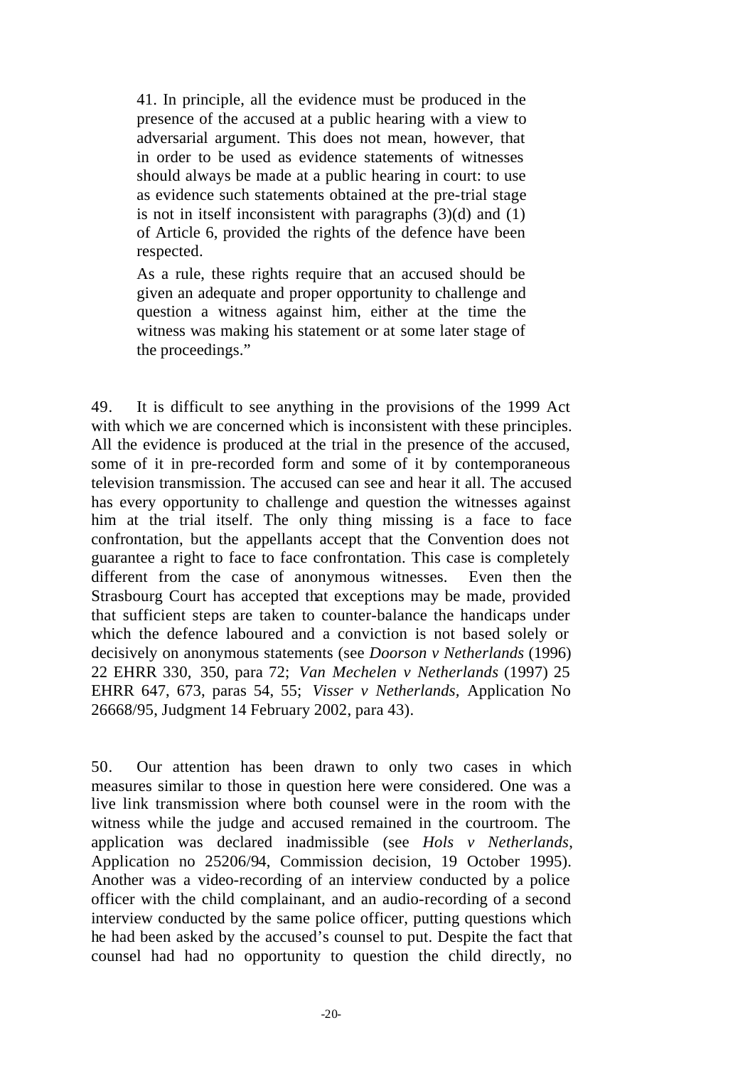> 41. In principle, all the evidence must be produced in the presence of the accused at a public hearing with a view to adversarial argument. This does not mean, however, that in order to be used as evidence statements of witnesses should always be made at a public hearing in court: to use as evidence such statements obtained at the pre-trial stage is not in itself inconsistent with paragraphs (3)(d) and (1) of Article 6, provided the rights of the defence have been respected.
>
> As a rule, these rights require that an accused should be given an adequate and proper opportunity to challenge and question a witness against him, either at the time the witness was making his statement or at some later stage of the proceedings."

49. It is difficult to see anything in the provisions of the 1999 Act with which we are concerned which is inconsistent with these principles. All the evidence is produced at the trial in the presence of the accused, some of it in pre-recorded form and some of it by contemporaneous television transmission. The accused can see and hear it all. The accused has every opportunity to challenge and question the witnesses against him at the trial itself. The only thing missing is a face to face confrontation, but the appellants accept that the Convention does not guarantee a right to face to face confrontation. This case is completely different from the case of anonymous witnesses. Even then the Strasbourg Court has accepted that exceptions may be made, provided that sufficient steps are taken to counter-balance the handicaps under which the defence laboured and a conviction is not based solely or decisively on anonymous statements (see *Doorson v Netherlands* (1996) 22 EHRR 330, 350, para 72; *Van Mechelen v Netherlands* (1997) 25 EHRR 647, 673, paras 54, 55; *Visser v Netherlands*, Application No 26668/95, Judgment 14 February 2002, para 43).

50. Our attention has been drawn to only two cases in which measures similar to those in question here were considered. One was a live link transmission where both counsel were in the room with the witness while the judge and accused remained in the courtroom. The application was declared inadmissible (see *Hols v Netherlands*, Application no 25206/94, Commission decision, 19 October 1995). Another was a video-recording of an interview conducted by a police officer with the child complainant, and an audio-recording of a second interview conducted by the same police officer, putting questions which he had been asked by the accused's counsel to put. Despite the fact that counsel had had no opportunity to question the child directly, no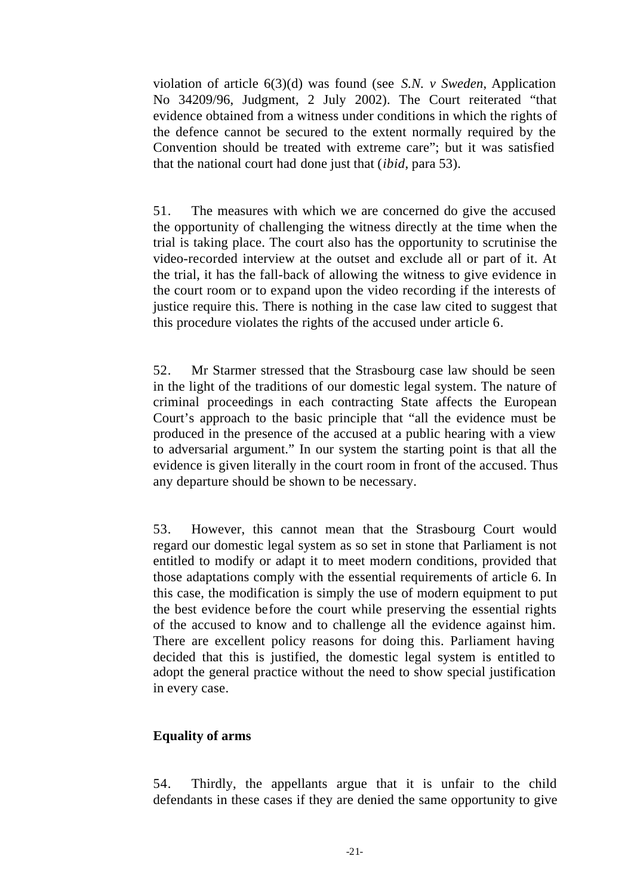violation of article 6(3)(d) was found (see *S.N. v Sweden*, Application No 34209/96, Judgment, 2 July 2002). The Court reiterated "that evidence obtained from a witness under conditions in which the rights of the defence cannot be secured to the extent normally required by the Convention should be treated with extreme care"; but it was satisfied that the national court had done just that (*ibid*, para 53).

51. The measures with which we are concerned do give the accused the opportunity of challenging the witness directly at the time when the trial is taking place. The court also has the opportunity to scrutinise the video-recorded interview at the outset and exclude all or part of it. At the trial, it has the fall-back of allowing the witness to give evidence in the court room or to expand upon the video recording if the interests of justice require this. There is nothing in the case law cited to suggest that this procedure violates the rights of the accused under article 6.

52. Mr Starmer stressed that the Strasbourg case law should be seen in the light of the traditions of our domestic legal system. The nature of criminal proceedings in each contracting State affects the European Court's approach to the basic principle that "all the evidence must be produced in the presence of the accused at a public hearing with a view to adversarial argument." In our system the starting point is that all the evidence is given literally in the court room in front of the accused. Thus any departure should be shown to be necessary.

53. However, this cannot mean that the Strasbourg Court would regard our domestic legal system as so set in stone that Parliament is not entitled to modify or adapt it to meet modern conditions, provided that those adaptations comply with the essential requirements of article 6. In this case, the modification is simply the use of modern equipment to put the best evidence before the court while preserving the essential rights of the accused to know and to challenge all the evidence against him. There are excellent policy reasons for doing this. Parliament having decided that this is justified, the domestic legal system is entitled to adopt the general practice without the need to show special justification in every case.

**Equality of arms**

54. Thirdly, the appellants argue that it is unfair to the child defendants in these cases if they are denied the same opportunity to give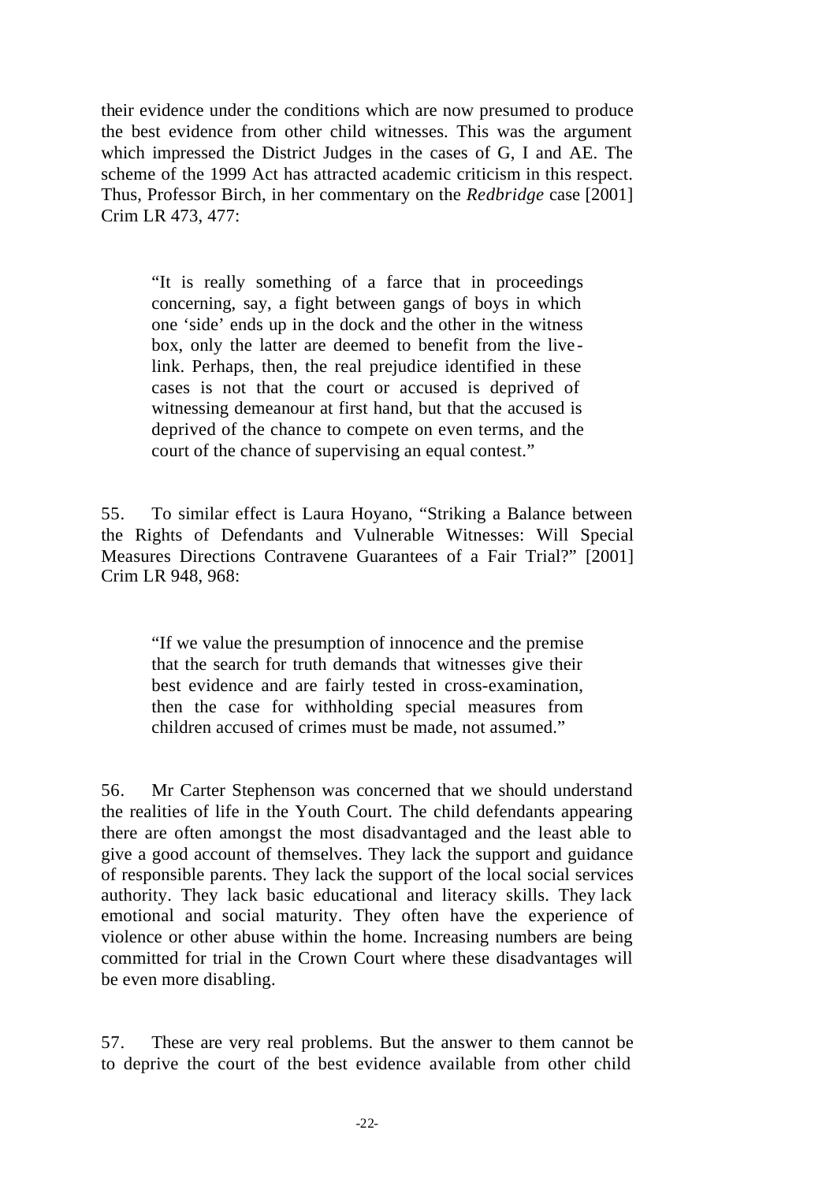their evidence under the conditions which are now presumed to produce the best evidence from other child witnesses. This was the argument which impressed the District Judges in the cases of G, I and AE. The scheme of the 1999 Act has attracted academic criticism in this respect. Thus, Professor Birch, in her commentary on the *Redbridge* case [2001] Crim LR 473, 477:

> "It is really something of a farce that in proceedings concerning, say, a fight between gangs of boys in which one 'side' ends up in the dock and the other in the witness box, only the latter are deemed to benefit from the live-link. Perhaps, then, the real prejudice identified in these cases is not that the court or accused is deprived of witnessing demeanour at first hand, but that the accused is deprived of the chance to compete on even terms, and the court of the chance of supervising an equal contest."

55. To similar effect is Laura Hoyano, "Striking a Balance between the Rights of Defendants and Vulnerable Witnesses: Will Special Measures Directions Contravene Guarantees of a Fair Trial?" [2001] Crim LR 948, 968:

> "If we value the presumption of innocence and the premise that the search for truth demands that witnesses give their best evidence and are fairly tested in cross-examination, then the case for withholding special measures from children accused of crimes must be made, not assumed."

56. Mr Carter Stephenson was concerned that we should understand the realities of life in the Youth Court. The child defendants appearing there are often amongst the most disadvantaged and the least able to give a good account of themselves. They lack the support and guidance of responsible parents. They lack the support of the local social services authority. They lack basic educational and literacy skills. They lack emotional and social maturity. They often have the experience of violence or other abuse within the home. Increasing numbers are being committed for trial in the Crown Court where these disadvantages will be even more disabling.

57. These are very real problems. But the answer to them cannot be to deprive the court of the best evidence available from other child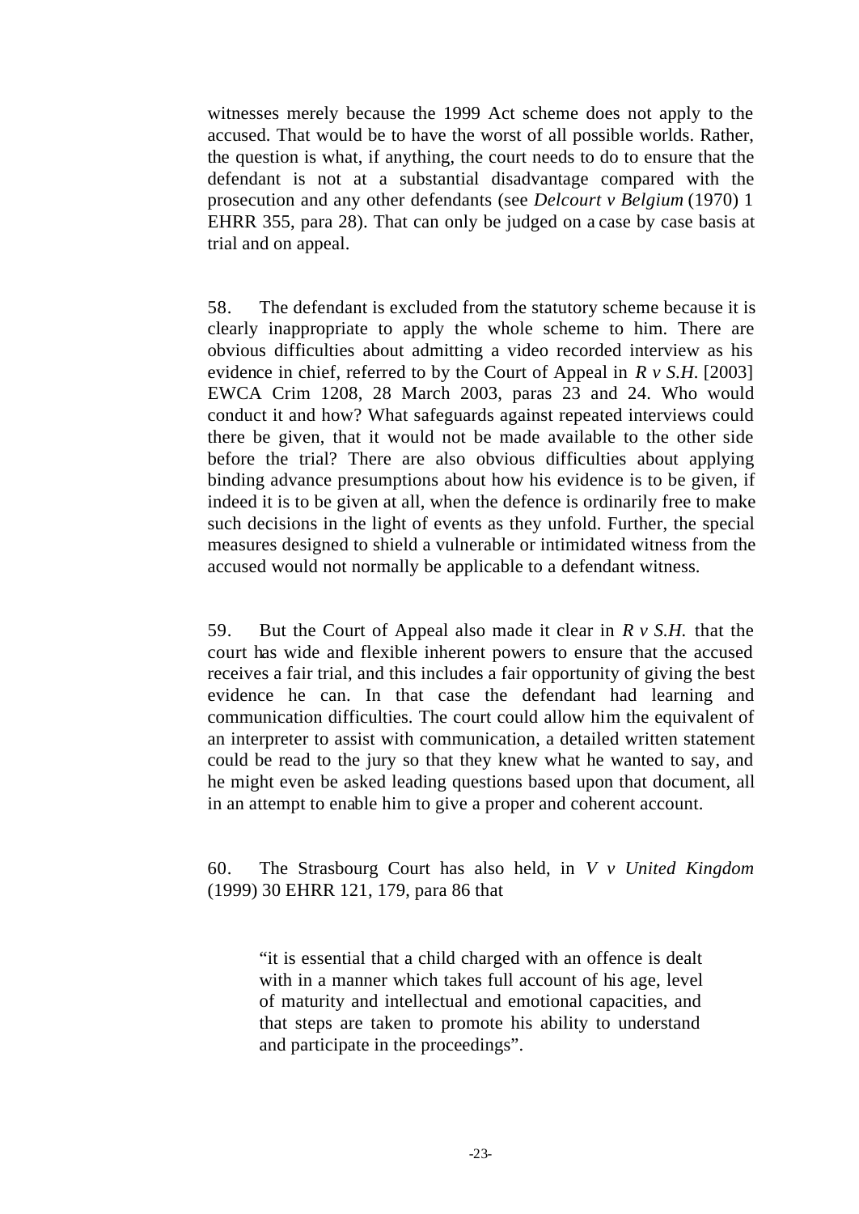witnesses merely because the 1999 Act scheme does not apply to the accused. That would be to have the worst of all possible worlds. Rather, the question is what, if anything, the court needs to do to ensure that the defendant is not at a substantial disadvantage compared with the prosecution and any other defendants (see *Delcourt v Belgium* (1970) 1 EHRR 355, para 28). That can only be judged on a case by case basis at trial and on appeal.

58. The defendant is excluded from the statutory scheme because it is clearly inappropriate to apply the whole scheme to him. There are obvious difficulties about admitting a video recorded interview as his evidence in chief, referred to by the Court of Appeal in *R v S.H.* [2003] EWCA Crim 1208, 28 March 2003, paras 23 and 24. Who would conduct it and how? What safeguards against repeated interviews could there be given, that it would not be made available to the other side before the trial? There are also obvious difficulties about applying binding advance presumptions about how his evidence is to be given, if indeed it is to be given at all, when the defence is ordinarily free to make such decisions in the light of events as they unfold. Further, the special measures designed to shield a vulnerable or intimidated witness from the accused would not normally be applicable to a defendant witness.

59. But the Court of Appeal also made it clear in *R v S.H.* that the court has wide and flexible inherent powers to ensure that the accused receives a fair trial, and this includes a fair opportunity of giving the best evidence he can. In that case the defendant had learning and communication difficulties. The court could allow him the equivalent of an interpreter to assist with communication, a detailed written statement could be read to the jury so that they knew what he wanted to say, and he might even be asked leading questions based upon that document, all in an attempt to enable him to give a proper and coherent account.

60. The Strasbourg Court has also held, in *V v United Kingdom* (1999) 30 EHRR 121, 179, para 86 that

> "it is essential that a child charged with an offence is dealt with in a manner which takes full account of his age, level of maturity and intellectual and emotional capacities, and that steps are taken to promote his ability to understand and participate in the proceedings".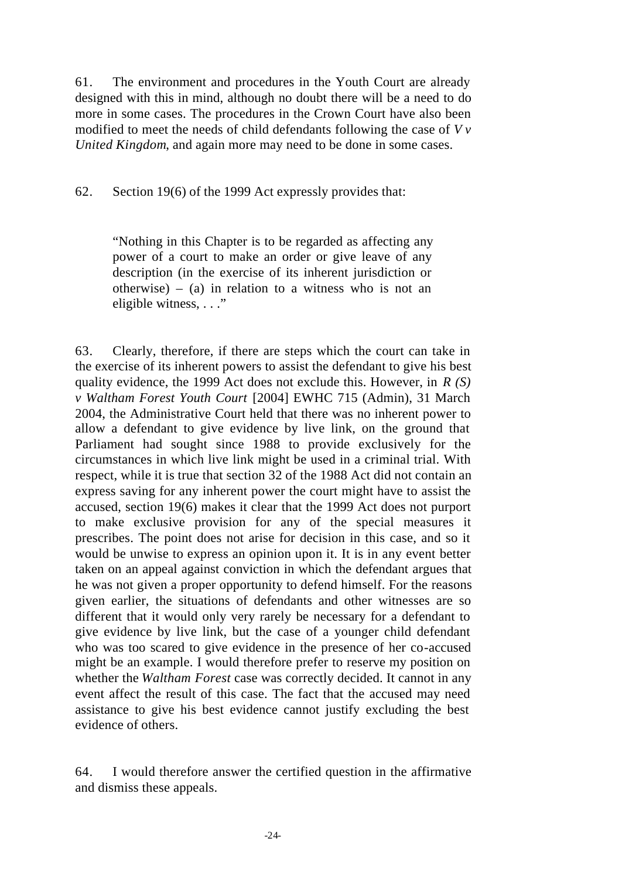61. The environment and procedures in the Youth Court are already designed with this in mind, although no doubt there will be a need to do more in some cases. The procedures in the Crown Court have also been modified to meet the needs of child defendants following the case of *V v United Kingdom*, and again more may need to be done in some cases.

62. Section 19(6) of the 1999 Act expressly provides that:

> "Nothing in this Chapter is to be regarded as affecting any power of a court to make an order or give leave of any description (in the exercise of its inherent jurisdiction or otherwise) – (a) in relation to a witness who is not an eligible witness, . . ."

63. Clearly, therefore, if there are steps which the court can take in the exercise of its inherent powers to assist the defendant to give his best quality evidence, the 1999 Act does not exclude this. However, in *R (S) v Waltham Forest Youth Court* [2004] EWHC 715 (Admin), 31 March 2004, the Administrative Court held that there was no inherent power to allow a defendant to give evidence by live link, on the ground that Parliament had sought since 1988 to provide exclusively for the circumstances in which live link might be used in a criminal trial. With respect, while it is true that section 32 of the 1988 Act did not contain an express saving for any inherent power the court might have to assist the accused, section 19(6) makes it clear that the 1999 Act does not purport to make exclusive provision for any of the special measures it prescribes. The point does not arise for decision in this case, and so it would be unwise to express an opinion upon it. It is in any event better taken on an appeal against conviction in which the defendant argues that he was not given a proper opportunity to defend himself. For the reasons given earlier, the situations of defendants and other witnesses are so different that it would only very rarely be necessary for a defendant to give evidence by live link, but the case of a younger child defendant who was too scared to give evidence in the presence of her co-accused might be an example. I would therefore prefer to reserve my position on whether the *Waltham Forest* case was correctly decided. It cannot in any event affect the result of this case. The fact that the accused may need assistance to give his best evidence cannot justify excluding the best evidence of others.

64. I would therefore answer the certified question in the affirmative and dismiss these appeals.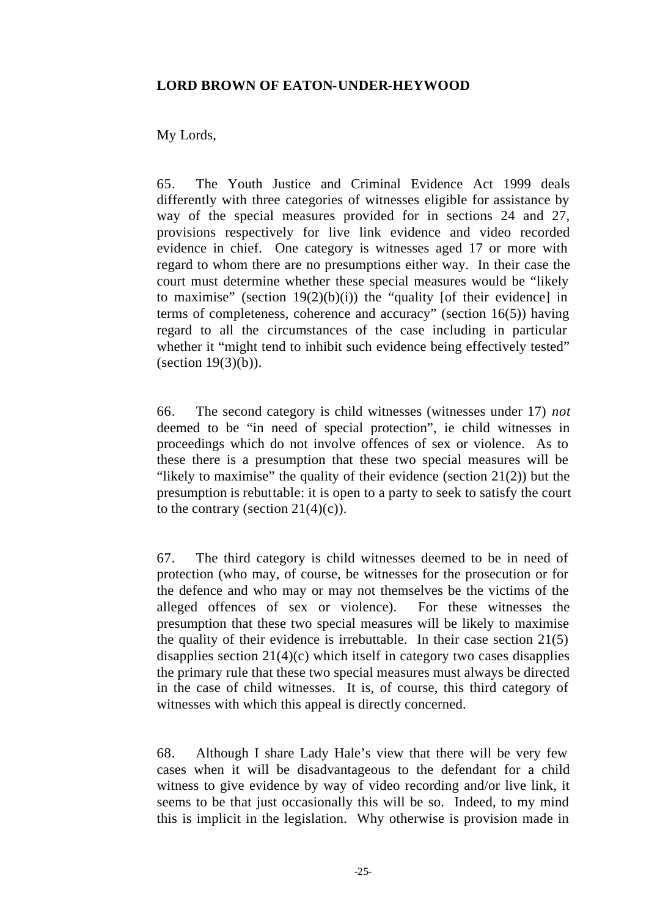**LORD BROWN OF EATON-UNDER-HEYWOOD**

My Lords,

65. The Youth Justice and Criminal Evidence Act 1999 deals differently with three categories of witnesses eligible for assistance by way of the special measures provided for in sections 24 and 27, provisions respectively for live link evidence and video recorded evidence in chief. One category is witnesses aged 17 or more with regard to whom there are no presumptions either way. In their case the court must determine whether these special measures would be "likely to maximise" (section 19(2)(b)(i)) the "quality [of their evidence] in terms of completeness, coherence and accuracy" (section 16(5)) having regard to all the circumstances of the case including in particular whether it "might tend to inhibit such evidence being effectively tested" (section 19(3)(b)).

66. The second category is child witnesses (witnesses under 17) *not* deemed to be "in need of special protection", ie child witnesses in proceedings which do not involve offences of sex or violence. As to these there is a presumption that these two special measures will be "likely to maximise" the quality of their evidence (section 21(2)) but the presumption is rebuttable: it is open to a party to seek to satisfy the court to the contrary (section 21(4)(c)).

67. The third category is child witnesses deemed to be in need of protection (who may, of course, be witnesses for the prosecution or for the defence and who may or may not themselves be the victims of the alleged offences of sex or violence). For these witnesses the presumption that these two special measures will be likely to maximise the quality of their evidence is irrebuttable. In their case section 21(5) disapplies section 21(4)(c) which itself in category two cases disapplies the primary rule that these two special measures must always be directed in the case of child witnesses. It is, of course, this third category of witnesses with which this appeal is directly concerned.

68. Although I share Lady Hale's view that there will be very few cases when it will be disadvantageous to the defendant for a child witness to give evidence by way of video recording and/or live link, it seems to be that just occasionally this will be so. Indeed, to my mind this is implicit in the legislation. Why otherwise is provision made in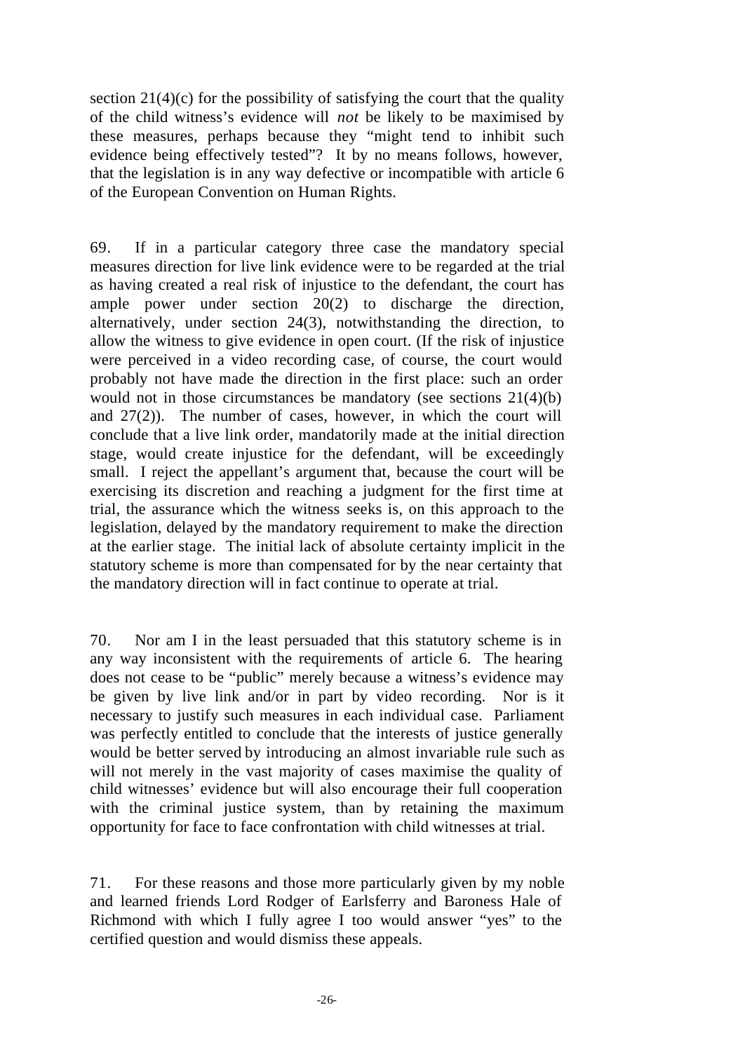section 21(4)(c) for the possibility of satisfying the court that the quality of the child witness's evidence will *not* be likely to be maximised by these measures, perhaps because they "might tend to inhibit such evidence being effectively tested"? It by no means follows, however, that the legislation is in any way defective or incompatible with article 6 of the European Convention on Human Rights.

69. If in a particular category three case the mandatory special measures direction for live link evidence were to be regarded at the trial as having created a real risk of injustice to the defendant, the court has ample power under section 20(2) to discharge the direction, alternatively, under section 24(3), notwithstanding the direction, to allow the witness to give evidence in open court. (If the risk of injustice were perceived in a video recording case, of course, the court would probably not have made the direction in the first place: such an order would not in those circumstances be mandatory (see sections 21(4)(b) and 27(2)). The number of cases, however, in which the court will conclude that a live link order, mandatorily made at the initial direction stage, would create injustice for the defendant, will be exceedingly small. I reject the appellant's argument that, because the court will be exercising its discretion and reaching a judgment for the first time at trial, the assurance which the witness seeks is, on this approach to the legislation, delayed by the mandatory requirement to make the direction at the earlier stage. The initial lack of absolute certainty implicit in the statutory scheme is more than compensated for by the near certainty that the mandatory direction will in fact continue to operate at trial.

70. Nor am I in the least persuaded that this statutory scheme is in any way inconsistent with the requirements of article 6. The hearing does not cease to be "public" merely because a witness's evidence may be given by live link and/or in part by video recording. Nor is it necessary to justify such measures in each individual case. Parliament was perfectly entitled to conclude that the interests of justice generally would be better served by introducing an almost invariable rule such as will not merely in the vast majority of cases maximise the quality of child witnesses' evidence but will also encourage their full cooperation with the criminal justice system, than by retaining the maximum opportunity for face to face confrontation with child witnesses at trial.

71. For these reasons and those more particularly given by my noble and learned friends Lord Rodger of Earlsferry and Baroness Hale of Richmond with which I fully agree I too would answer "yes" to the certified question and would dismiss these appeals.